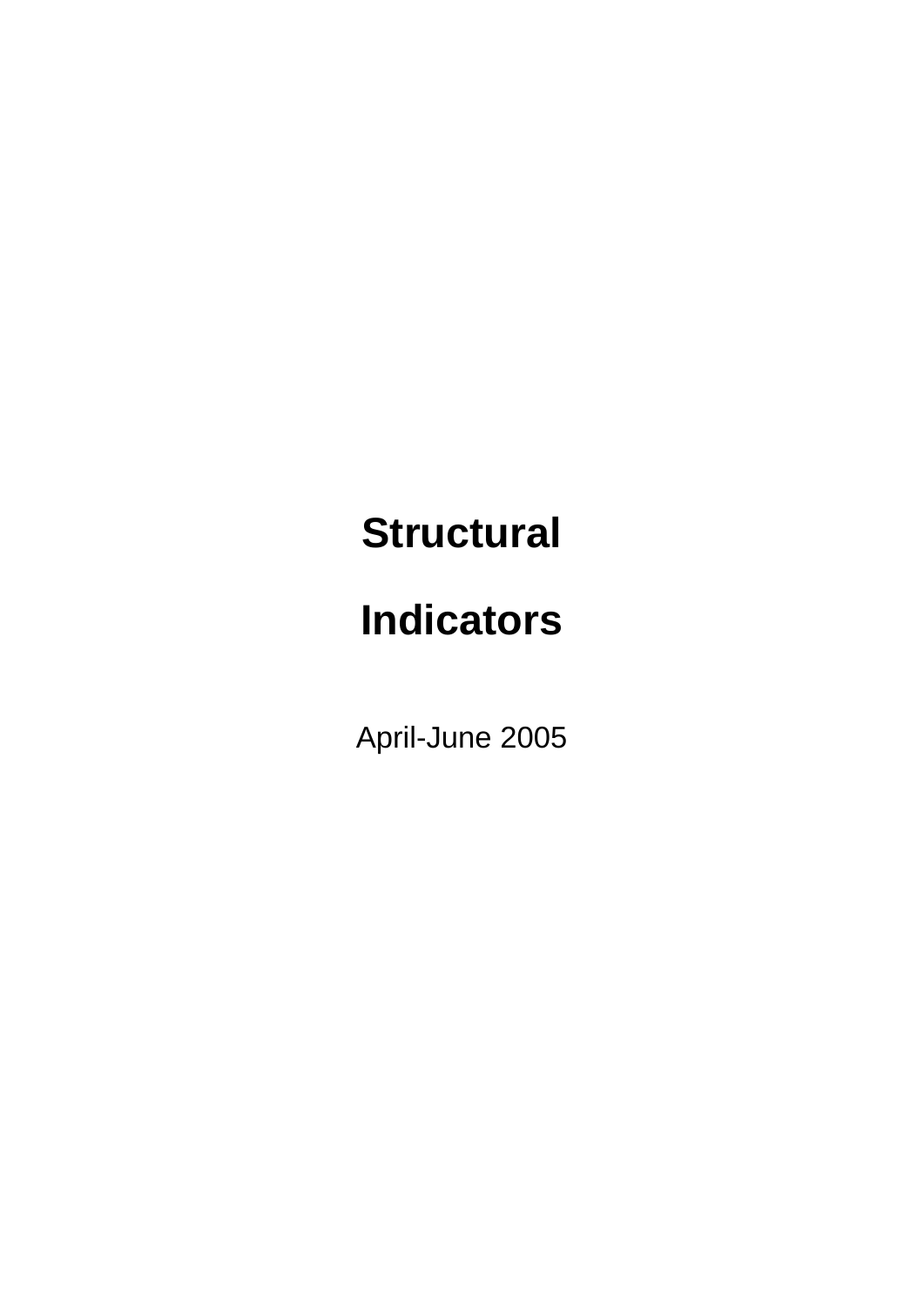# Structural

# Indicators

April-June 2005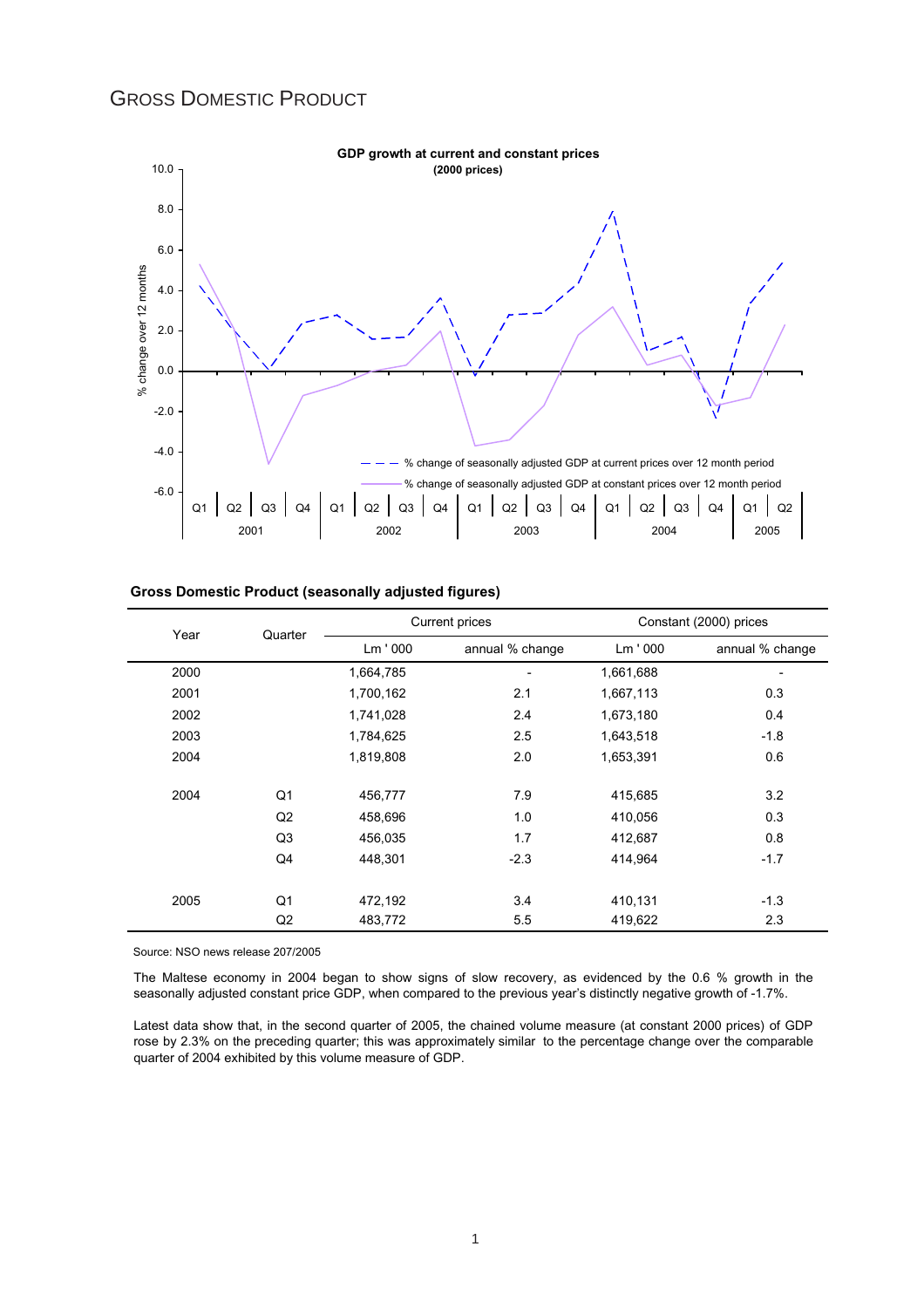# Gross Domestic Product

**GDP growth at current and constant prices**
**(2000 prices)**

**Gross Domestic Product (seasonally adjusted figures)**

| Year | Quarter | Current prices | | Constant (2000) prices | |
|---|---|---|---|---|---|
| | | Lm ' 000 | annual % change | Lm ' 000 | annual % change |
| 2000 | | 1,664,785 | - | 1,661,688 | - |
| 2001 | | 1,700,162 | 2.1 | 1,667,113 | 0.3 |
| 2002 | | 1,741,028 | 2.4 | 1,673,180 | 0.4 |
| 2003 | | 1,784,625 | 2.5 | 1,643,518 | -1.8 |
| 2004 | | 1,819,808 | 2.0 | 1,653,391 | 0.6 |
| 2004 | Q1 | 456,777 | 7.9 | 415,685 | 3.2 |
| | Q2 | 458,696 | 1.0 | 410,056 | 0.3 |
| | Q3 | 456,035 | 1.7 | 412,687 | 0.8 |
| | Q4 | 448,301 | -2.3 | 414,964 | -1.7 |
| 2005 | Q1 | 472,192 | 3.4 | 410,131 | -1.3 |
| | Q2 | 483,772 | 5.5 | 419,622 | 2.3 |

Source: NSO news release 207/2005

The Maltese economy in 2004 began to show signs of slow recovery, as evidenced by the 0.6 % growth in the seasonally adjusted constant price GDP, when compared to the previous year's distinctly negative growth of -1.7%.

Latest data show that, in the second quarter of 2005, the chained volume measure (at constant 2000 prices) of GDP rose by 2.3% on the preceding quarter; this was approximately similar to the percentage change over the comparable quarter of 2004 exhibited by this volume measure of GDP.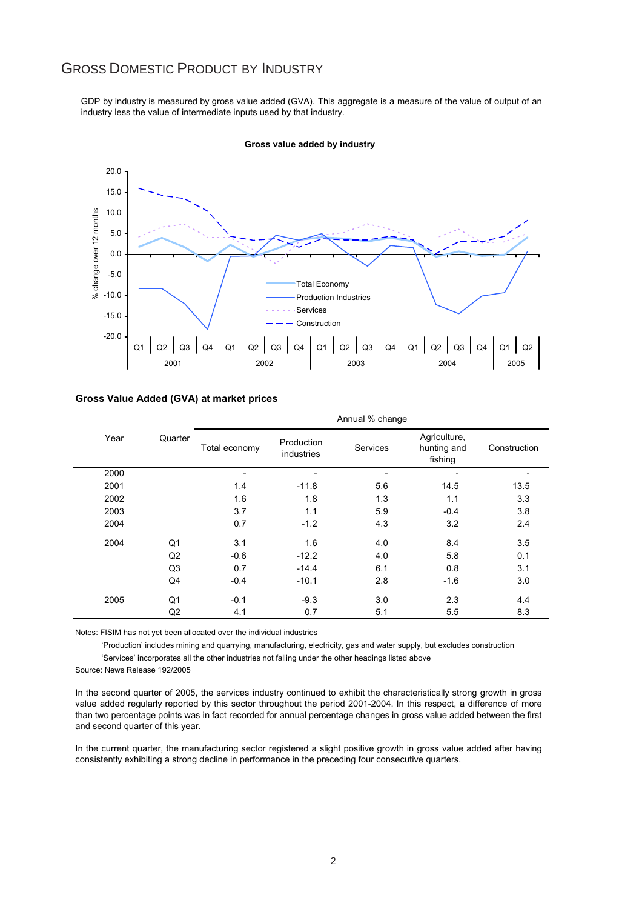## Gross Domestic Product by Industry

GDP by industry is measured by gross value added (GVA). This aggregate is a measure of the value of output of an industry less the value of intermediate inputs used by that industry.

**Gross value added by industry**

**Gross Value Added (GVA) at market prices**

| Year | Quarter | Annual % change | | | | |
|---|---|---|---|---|---|---|
| | | Total economy | Production industries | Services | Agriculture, hunting and fishing | Construction |
| 2000 | | - | - | - | - | - |
| 2001 | | 1.4 | -11.8 | 5.6 | 14.5 | 13.5 |
| 2002 | | 1.6 | 1.8 | 1.3 | 1.1 | 3.3 |
| 2003 | | 3.7 | 1.1 | 5.9 | -0.4 | 3.8 |
| 2004 | | 0.7 | -1.2 | 4.3 | 3.2 | 2.4 |
| 2004 | Q1 | 3.1 | 1.6 | 4.0 | 8.4 | 3.5 |
| | Q2 | -0.6 | -12.2 | 4.0 | 5.8 | 0.1 |
| | Q3 | 0.7 | -14.4 | 6.1 | 0.8 | 3.1 |
| | Q4 | -0.4 | -10.1 | 2.8 | -1.6 | 3.0 |
| 2005 | Q1 | -0.1 | -9.3 | 3.0 | 2.3 | 4.4 |
| | Q2 | 4.1 | 0.7 | 5.1 | 5.5 | 8.3 |

Notes: FISIM has not yet been allocated over the individual industries

'Production' includes mining and quarrying, manufacturing, electricity, gas and water supply, but excludes construction

'Services' incorporates all the other industries not falling under the other headings listed above

Source: News Release 192/2005

In the second quarter of 2005, the services industry continued to exhibit the characteristically strong growth in gross value added regularly reported by this sector throughout the period 2001-2004. In this respect, a difference of more than two percentage points was in fact recorded for annual percentage changes in gross value added between the first and second quarter of this year.

In the current quarter, the manufacturing sector registered a slight positive growth in gross value added after having consistently exhibiting a strong decline in performance in the preceding four consecutive quarters.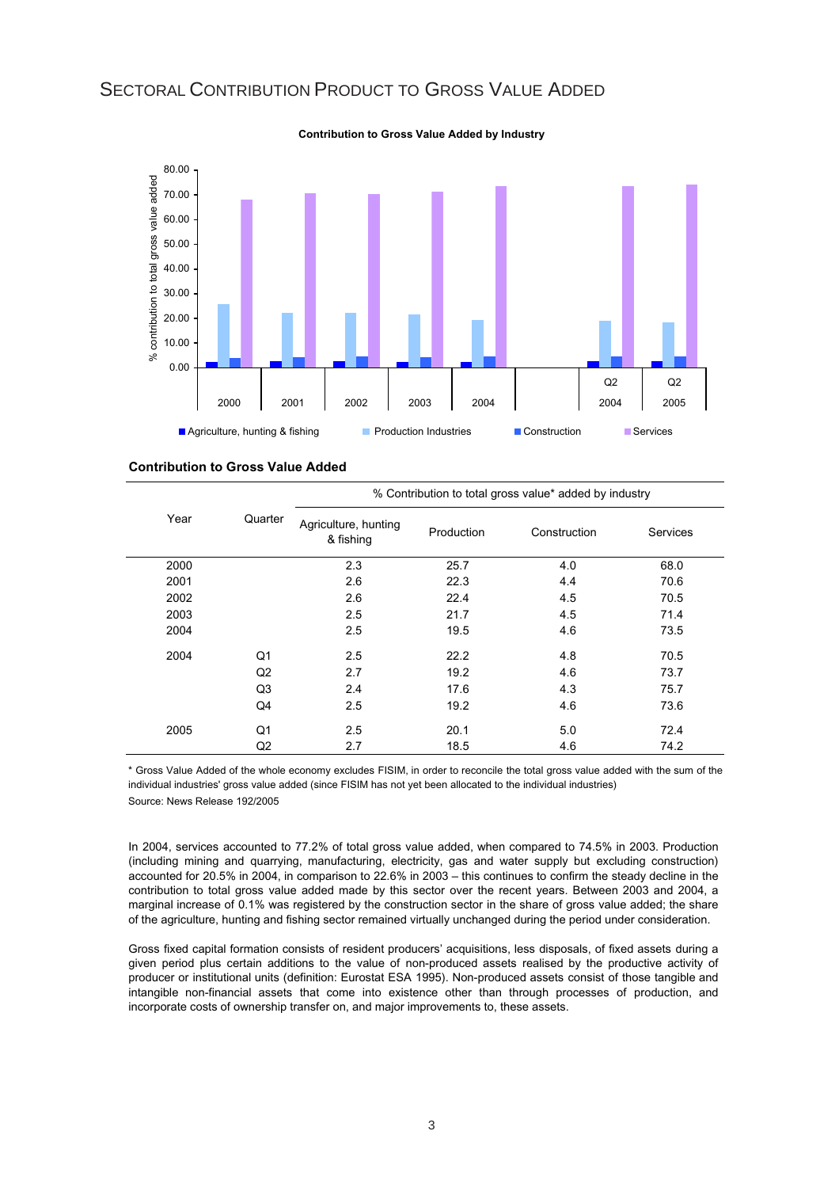# Sectoral Contribution Product to Gross Value Added

**Contribution to Gross Value Added by Industry**

**Contribution to Gross Value Added**

| Year | Quarter | % Contribution to total gross value* added by industry | | | |
|---|---|---|---|---|---|
| | | Agriculture, hunting & fishing | Production | Construction | Services |
| 2000 | | 2.3 | 25.7 | 4.0 | 68.0 |
| 2001 | | 2.6 | 22.3 | 4.4 | 70.6 |
| 2002 | | 2.6 | 22.4 | 4.5 | 70.5 |
| 2003 | | 2.5 | 21.7 | 4.5 | 71.4 |
| 2004 | | 2.5 | 19.5 | 4.6 | 73.5 |
| 2004 | Q1 | 2.5 | 22.2 | 4.8 | 70.5 |
| | Q2 | 2.7 | 19.2 | 4.6 | 73.7 |
| | Q3 | 2.4 | 17.6 | 4.3 | 75.7 |
| | Q4 | 2.5 | 19.2 | 4.6 | 73.6 |
| 2005 | Q1 | 2.5 | 20.1 | 5.0 | 72.4 |
| | Q2 | 2.7 | 18.5 | 4.6 | 74.2 |

\* Gross Value Added of the whole economy excludes FISIM, in order to reconcile the total gross value added with the sum of the individual industries' gross value added (since FISIM has not yet been allocated to the individual industries)

Source: News Release 192/2005

In 2004, services accounted to 77.2% of total gross value added, when compared to 74.5% in 2003. Production (including mining and quarrying, manufacturing, electricity, gas and water supply but excluding construction) accounted for 20.5% in 2004, in comparison to 22.6% in 2003 – this continues to confirm the steady decline in the contribution to total gross value added made by this sector over the recent years. Between 2003 and 2004, a marginal increase of 0.1% was registered by the construction sector in the share of gross value added; the share of the agriculture, hunting and fishing sector remained virtually unchanged during the period under consideration.

Gross fixed capital formation consists of resident producers' acquisitions, less disposals, of fixed assets during a given period plus certain additions to the value of non-produced assets realised by the productive activity of producer or institutional units (definition: Eurostat ESA 1995). Non-produced assets consist of those tangible and intangible non-financial assets that come into existence other than through processes of production, and incorporate costs of ownership transfer on, and major improvements to, these assets.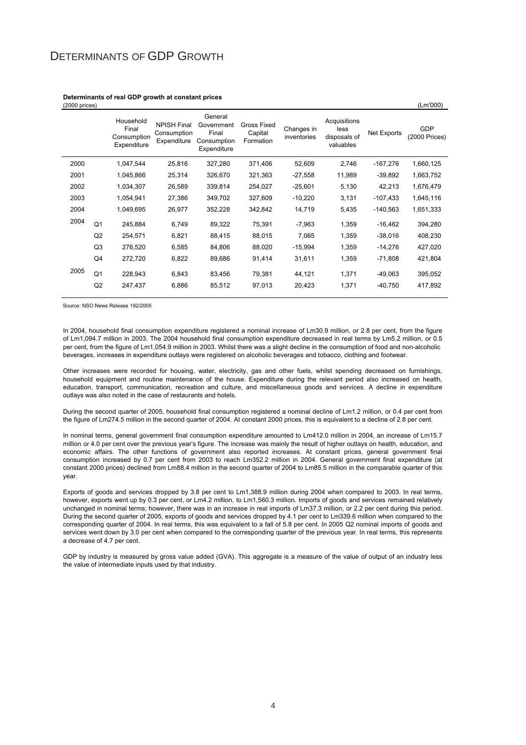# DETERMINANTS OF GDP GROWTH

**Determinants of real GDP growth at constant prices**

(2000 prices) (Lm'000)

| | | Household Final Consumption Expenditure | NPISH Final Consumption Expenditure | General Government Final Consumption Expenditure | Gross Fixed Capital Formation | Changes in inventories | Acquisitions less disposals of valuables | Net Exports | GDP (2000 Prices) |
|---|---|---|---|---|---|---|---|---|---|
| 2000 | | 1,047,544 | 25,816 | 327,280 | 371,406 | 52,609 | 2,746 | -167,276 | 1,660,125 |
| 2001 | | 1,045,866 | 25,314 | 326,670 | 321,363 | -27,558 | 11,989 | -39,892 | 1,663,752 |
| 2002 | | 1,034,307 | 26,589 | 339,814 | 254,027 | -25,601 | 5,130 | 42,213 | 1,676,479 |
| 2003 | | 1,054,941 | 27,386 | 349,702 | 327,609 | -10,220 | 3,131 | -107,433 | 1,645,116 |
| 2004 | | 1,049,695 | 26,977 | 352,228 | 342,842 | 14,719 | 5,435 | -140,563 | 1,651,333 |
| 2004 | Q1 | 245,884 | 6,749 | 89,322 | 75,391 | -7,963 | 1,359 | -16,462 | 394,280 |
| | Q2 | 254,571 | 6,821 | 88,415 | 88,015 | 7,065 | 1,359 | -38,016 | 408,230 |
| | Q3 | 276,520 | 6,585 | 84,806 | 88,020 | -15,994 | 1,359 | -14,276 | 427,020 |
| | Q4 | 272,720 | 6,822 | 89,686 | 91,414 | 31,611 | 1,359 | -71,808 | 421,804 |
| 2005 | Q1 | 228,943 | 6,843 | 83,456 | 79,381 | 44,121 | 1,371 | -49,063 | 395,052 |
| | Q2 | 247,437 | 6,886 | 85,512 | 97,013 | 20,423 | 1,371 | -40,750 | 417,892 |

Source: NSO News Release 192/2005

In 2004, household final consumption expenditure registered a nominal increase of Lm30.9 million, or 2.8 per cent, from the figure of Lm1,094.7 million in 2003. The 2004 household final consumption expenditure decreased in real terms by Lm5.2 million, or 0.5 per cent, from the figure of Lm1,054.9 million in 2003. Whilst there was a slight decline in the consumption of food and non-alcoholic beverages, increases in expenditure outlays were registered on alcoholic beverages and tobacco, clothing and footwear.

Other increases were recorded for housing, water, electricity, gas and other fuels, whilst spending decreased on furnishings, household equipment and routine maintenance of the house. Expenditure during the relevant period also increased on health, education, transport, communication, recreation and culture, and miscellaneous goods and services. A decline in expenditure outlays was also noted in the case of restaurants and hotels.

During the second quarter of 2005, household final consumption registered a nominal decline of Lm1.2 million, or 0.4 per cent from the figure of Lm274.5 million in the second quarter of 2004. At constant 2000 prices, this is equivalent to a decline of 2.8 per cent.

In nominal terms, general government final consumption expenditure amounted to Lm412.0 million in 2004, an increase of Lm15.7 million or 4.0 per cent over the previous year's figure. The increase was mainly the result of higher outlays on health, education, and economic affairs. The other functions of government also reported increases. At constant prices, general government final consumption increased by 0.7 per cent from 2003 to reach Lm352.2 million in 2004. General government final expenditure (at constant 2000 prices) declined from Lm88.4 million in the second quarter of 2004 to Lm85.5 million in the comparable quarter of this year.

Exports of goods and services dropped by 3.8 per cent to Lm1,388.9 million during 2004 when compared to 2003. In real terms, however, exports went up by 0.3 per cent, or Lm4.2 million, to Lm1,560.3 million. Imports of goods and services remained relatively unchanged in nominal terms; however, there was in an increase in real imports of Lm37.3 million, or 2.2 per cent during this period. During the second quarter of 2005, exports of goods and services dropped by 4.1 per cent to Lm339.6 million when compared to the corresponding quarter of 2004. In real terms, this was equivalent to a fall of 5.8 per cent. In 2005 Q2 nominal imports of goods and services went down by 3.0 per cent when compared to the corresponding quarter of the previous year. In real terms, this represents a decrease of 4.7 per cent.

GDP by industry is measured by gross value added (GVA). This aggregate is a measure of the value of output of an industry less the value of intermediate inputs used by that industry.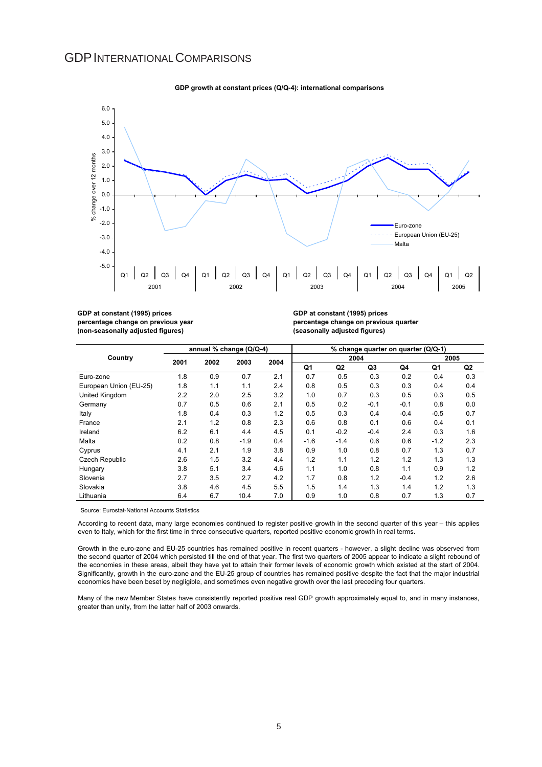# GDP International Comparisons

**GDP growth at constant prices (Q/Q-4): international comparisons**

**GDP at constant (1995) prices percentage change on previous year (non-seasonally adjusted figures)**

**GDP at constant (1995) prices percentage change on previous quarter (seasonally adjusted figures)**

| Country | annual % change (Q/Q-4) | | | | % change quarter on quarter (Q/Q-1) | | | | | |
|---|---|---|---|---|---|---|---|---|---|---|
| | | | | | 2004 | | | | 2005 | |
| | 2001 | 2002 | 2003 | 2004 | Q1 | Q2 | Q3 | Q4 | Q1 | Q2 |
| Euro-zone | 1.8 | 0.9 | 0.7 | 2.1 | 0.7 | 0.5 | 0.3 | 0.2 | 0.4 | 0.3 |
| European Union (EU-25) | 1.8 | 1.1 | 1.1 | 2.4 | 0.8 | 0.5 | 0.3 | 0.3 | 0.4 | 0.4 |
| United Kingdom | 2.2 | 2.0 | 2.5 | 3.2 | 1.0 | 0.7 | 0.3 | 0.5 | 0.3 | 0.5 |
| Germany | 0.7 | 0.5 | 0.6 | 2.1 | 0.5 | 0.2 | -0.1 | -0.1 | 0.8 | 0.0 |
| Italy | 1.8 | 0.4 | 0.3 | 1.2 | 0.5 | 0.3 | 0.4 | -0.4 | -0.5 | 0.7 |
| France | 2.1 | 1.2 | 0.8 | 2.3 | 0.6 | 0.8 | 0.1 | 0.6 | 0.4 | 0.1 |
| Ireland | 6.2 | 6.1 | 4.4 | 4.5 | 0.1 | -0.2 | -0.4 | 2.4 | 0.3 | 1.6 |
| Malta | 0.2 | 0.8 | -1.9 | 0.4 | -1.6 | -1.4 | 0.6 | 0.6 | -1.2 | 2.3 |
| Cyprus | 4.1 | 2.1 | 1.9 | 3.8 | 0.9 | 1.0 | 0.8 | 0.7 | 1.3 | 0.7 |
| Czech Republic | 2.6 | 1.5 | 3.2 | 4.4 | 1.2 | 1.1 | 1.2 | 1.2 | 1.3 | 1.3 |
| Hungary | 3.8 | 5.1 | 3.4 | 4.6 | 1.1 | 1.0 | 0.8 | 1.1 | 0.9 | 1.2 |
| Slovenia | 2.7 | 3.5 | 2.7 | 4.2 | 1.7 | 0.8 | 1.2 | -0.4 | 1.2 | 2.6 |
| Slovakia | 3.8 | 4.6 | 4.5 | 5.5 | 1.5 | 1.4 | 1.3 | 1.4 | 1.2 | 1.3 |
| Lithuania | 6.4 | 6.7 | 10.4 | 7.0 | 0.9 | 1.0 | 0.8 | 0.7 | 1.3 | 0.7 |

Source: Eurostat-National Accounts Statistics

According to recent data, many large economies continued to register positive growth in the second quarter of this year – this applies even to Italy, which for the first time in three consecutive quarters, reported positive economic growth in real terms.

Growth in the euro-zone and EU-25 countries has remained positive in recent quarters - however, a slight decline was observed from the second quarter of 2004 which persisted till the end of that year. The first two quarters of 2005 appear to indicate a slight rebound of the economies in these areas, albeit they have yet to attain their former levels of economic growth which existed at the start of 2004. Significantly, growth in the euro-zone and the EU-25 group of countries has remained positive despite the fact that the major industrial economies have been beset by negligible, and sometimes even negative growth over the last preceding four quarters.

Many of the new Member States have consistently reported positive real GDP growth approximately equal to, and in many instances, greater than unity, from the latter half of 2003 onwards.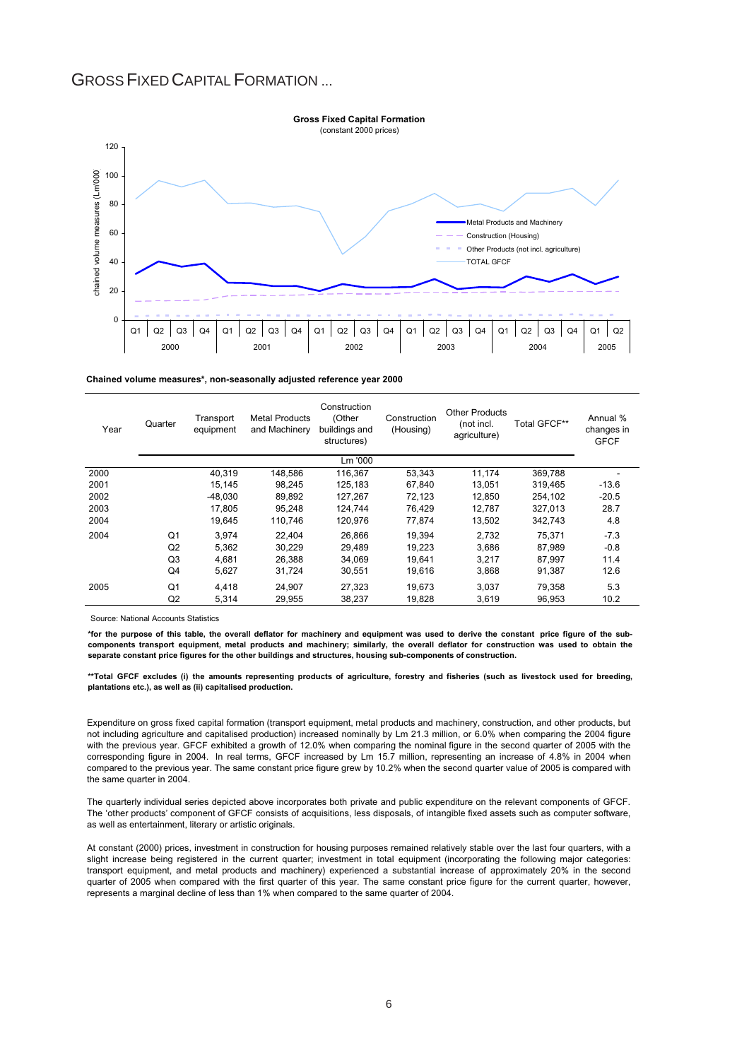# GROSS FIXED CAPITAL FORMATION ...

**Chained volume measures*, non-seasonally adjusted reference year 2000**

| Year | Quarter | Transport equipment | Metal Products and Machinery | Construction (Other buildings and structures) | Construction (Housing) | Other Products (not incl. agriculture) | Total GFCF** | Annual % changes in GFCF |
|---|---|---|---|---|---|---|---|---|
| | | Lm '000 | | | | | | |
| 2000 | | 40,319 | 148,586 | 116,367 | 53,343 | 11,174 | 369,788 | - |
| 2001 | | 15,145 | 98,245 | 125,183 | 67,840 | 13,051 | 319,465 | -13.6 |
| 2002 | | -48,030 | 89,892 | 127,267 | 72,123 | 12,850 | 254,102 | -20.5 |
| 2003 | | 17,805 | 95,248 | 124,744 | 76,429 | 12,787 | 327,013 | 28.7 |
| 2004 | | 19,645 | 110,746 | 120,976 | 77,874 | 13,502 | 342,743 | 4.8 |
| 2004 | Q1 | 3,974 | 22,404 | 26,866 | 19,394 | 2,732 | 75,371 | -7.3 |
| | Q2 | 5,362 | 30,229 | 29,489 | 19,223 | 3,686 | 87,989 | -0.8 |
| | Q3 | 4,681 | 26,388 | 34,069 | 19,641 | 3,217 | 87,997 | 11.4 |
| | Q4 | 5,627 | 31,724 | 30,551 | 19,616 | 3,868 | 91,387 | 12.6 |
| 2005 | Q1 | 4,418 | 24,907 | 27,323 | 19,673 | 3,037 | 79,358 | 5.3 |
| | Q2 | 5,314 | 29,955 | 38,237 | 19,828 | 3,619 | 96,953 | 10.2 |

Source: National Accounts Statistics

**\*for the purpose of this table, the overall deflator for machinery and equipment was used to derive the constant price figure of the sub-components transport equipment, metal products and machinery; similarly, the overall deflator for construction was used to obtain the separate constant price figures for the other buildings and structures, housing sub-components of construction.**

**\*\*Total GFCF excludes (i) the amounts representing products of agriculture, forestry and fisheries (such as livestock used for breeding, plantations etc.), as well as (ii) capitalised production.**

Expenditure on gross fixed capital formation (transport equipment, metal products and machinery, construction, and other products, but not including agriculture and capitalised production) increased nominally by Lm 21.3 million, or 6.0% when comparing the 2004 figure with the previous year. GFCF exhibited a growth of 12.0% when comparing the nominal figure in the second quarter of 2005 with the corresponding figure in 2004. In real terms, GFCF increased by Lm 15.7 million, representing an increase of 4.8% in 2004 when compared to the previous year. The same constant price figure grew by 10.2% when the second quarter value of 2005 is compared with the same quarter in 2004.

The quarterly individual series depicted above incorporates both private and public expenditure on the relevant components of GFCF. The 'other products' component of GFCF consists of acquisitions, less disposals, of intangible fixed assets such as computer software, as well as entertainment, literary or artistic originals.

At constant (2000) prices, investment in construction for housing purposes remained relatively stable over the last four quarters, with a slight increase being registered in the current quarter; investment in total equipment (incorporating the following major categories: transport equipment, and metal products and machinery) experienced a substantial increase of approximately 20% in the second quarter of 2005 when compared with the first quarter of this year. The same constant price figure for the current quarter, however, represents a marginal decline of less than 1% when compared to the same quarter of 2004.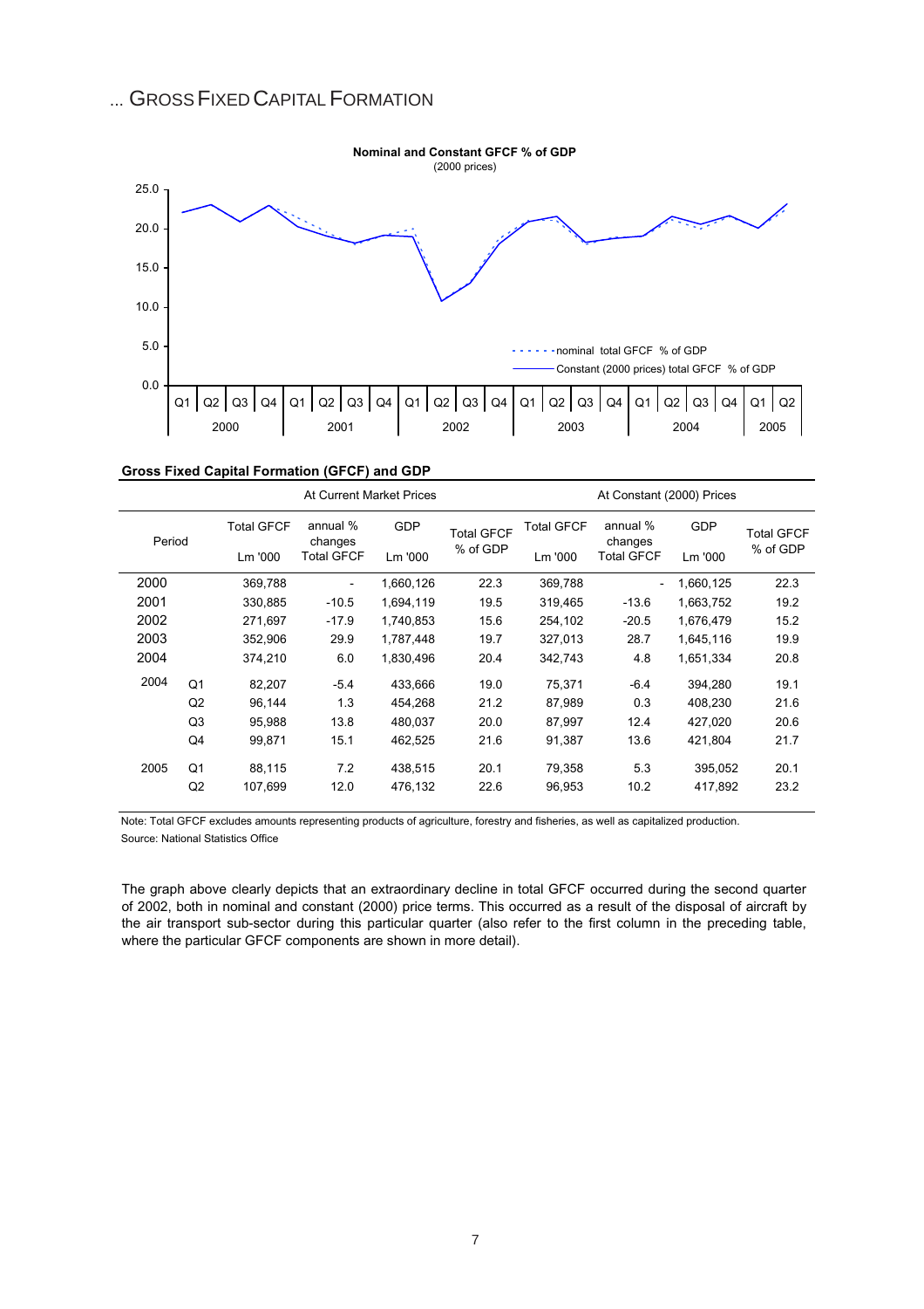## ... GROSS FIXED CAPITAL FORMATION

**Nominal and Constant GFCF % of GDP**
(2000 prices)

**Gross Fixed Capital Formation (GFCF) and GDP**

| Period | | At Current Market Prices | | | | At Constant (2000) Prices | | | |
|---|---|---|---|---|---|---|---|---|---|
| | | Total GFCF Lm '000 | annual % changes Total GFCF | GDP Lm '000 | Total GFCF % of GDP | Total GFCF Lm '000 | annual % changes Total GFCF | GDP Lm '000 | Total GFCF % of GDP |
| 2000 | | 369,788 | - | 1,660,126 | 22.3 | 369,788 | - | 1,660,125 | 22.3 |
| 2001 | | 330,885 | -10.5 | 1,694,119 | 19.5 | 319,465 | -13.6 | 1,663,752 | 19.2 |
| 2002 | | 271,697 | -17.9 | 1,740,853 | 15.6 | 254,102 | -20.5 | 1,676,479 | 15.2 |
| 2003 | | 352,906 | 29.9 | 1,787,448 | 19.7 | 327,013 | 28.7 | 1,645,116 | 19.9 |
| 2004 | | 374,210 | 6.0 | 1,830,496 | 20.4 | 342,743 | 4.8 | 1,651,334 | 20.8 |
| 2004 | Q1 | 82,207 | -5.4 | 433,666 | 19.0 | 75,371 | -6.4 | 394,280 | 19.1 |
| | Q2 | 96,144 | 1.3 | 454,268 | 21.2 | 87,989 | 0.3 | 408,230 | 21.6 |
| | Q3 | 95,988 | 13.8 | 480,037 | 20.0 | 87,997 | 12.4 | 427,020 | 20.6 |
| | Q4 | 99,871 | 15.1 | 462,525 | 21.6 | 91,387 | 13.6 | 421,804 | 21.7 |
| 2005 | Q1 | 88,115 | 7.2 | 438,515 | 20.1 | 79,358 | 5.3 | 395,052 | 20.1 |
| | Q2 | 107,699 | 12.0 | 476,132 | 22.6 | 96,953 | 10.2 | 417,892 | 23.2 |

Note: Total GFCF excludes amounts representing products of agriculture, forestry and fisheries, as well as capitalized production.
Source: National Statistics Office

The graph above clearly depicts that an extraordinary decline in total GFCF occurred during the second quarter of 2002, both in nominal and constant (2000) price terms. This occurred as a result of the disposal of aircraft by the air transport sub-sector during this particular quarter (also refer to the first column in the preceding table, where the particular GFCF components are shown in more detail).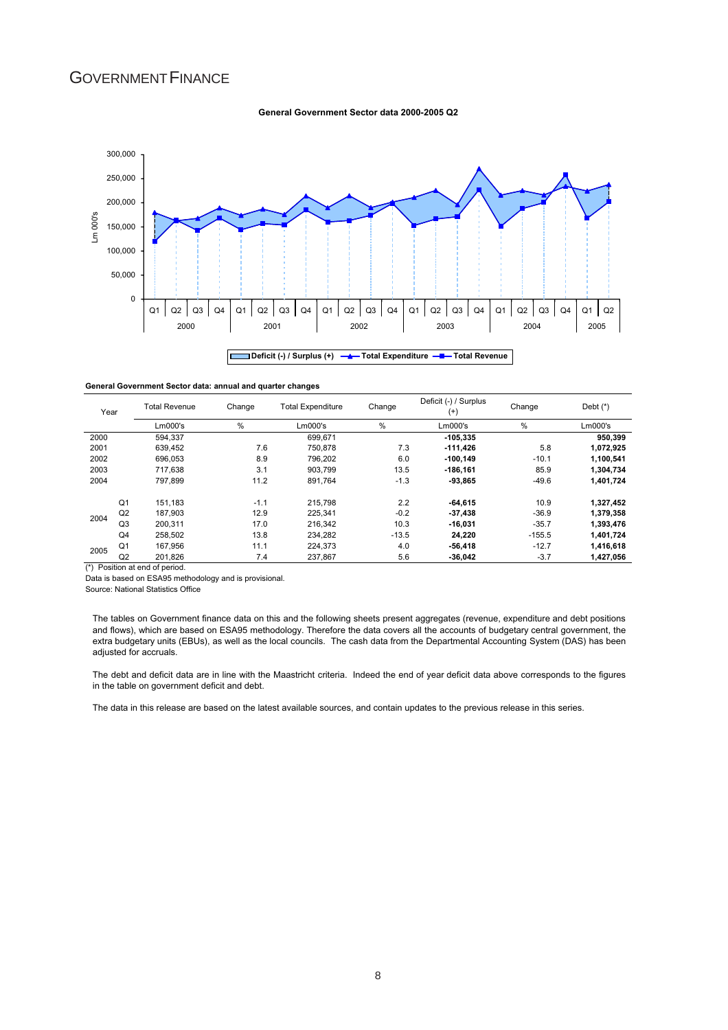# GOVERNMENT FINANCE

**General Government Sector data 2000-2005 Q2**

**General Government Sector data: annual and quarter changes**

| Year | | Total Revenue | Change | Total Expenditure | Change | Deficit (-) / Surplus (+) | Change | Debt (*) |
|---|---|---|---|---|---|---|---|---|
| | | Lm000's | % | Lm000's | % | Lm000's | % | Lm000's |
| 2000 | | 594,337 | | 699,671 | | **-105,335** | | **950,399** |
| 2001 | | 639,452 | 7.6 | 750,878 | 7.3 | **-111,426** | 5.8 | **1,072,925** |
| 2002 | | 696,053 | 8.9 | 796,202 | 6.0 | **-100,149** | -10.1 | **1,100,541** |
| 2003 | | 717,638 | 3.1 | 903,799 | 13.5 | **-186,161** | 85.9 | **1,304,734** |
| 2004 | | 797,899 | 11.2 | 891,764 | -1.3 | **-93,865** | -49.6 | **1,401,724** |
| 2004 | Q1 | 151,183 | -1.1 | 215,798 | 2.2 | **-64,615** | 10.9 | **1,327,452** |
| | Q2 | 187,903 | 12.9 | 225,341 | -0.2 | **-37,438** | -36.9 | **1,379,358** |
| | Q3 | 200,311 | 17.0 | 216,342 | 10.3 | **-16,031** | -35.7 | **1,393,476** |
| | Q4 | 258,502 | 13.8 | 234,282 | -13.5 | **24,220** | -155.5 | **1,401,724** |
| 2005 | Q1 | 167,956 | 11.1 | 224,373 | 4.0 | **-56,418** | -12.7 | **1,416,618** |
| | Q2 | 201,826 | 7.4 | 237,867 | 5.6 | **-36,042** | -3.7 | **1,427,056** |

(*) Position at end of period.

Data is based on ESA95 methodology and is provisional.

Source: National Statistics Office

The tables on Government finance data on this and the following sheets present aggregates (revenue, expenditure and debt positions and flows), which are based on ESA95 methodology. Therefore the data covers all the accounts of budgetary central government, the extra budgetary units (EBUs), as well as the local councils. The cash data from the Departmental Accounting System (DAS) has been adjusted for accruals.

The debt and deficit data are in line with the Maastricht criteria. Indeed the end of year deficit data above corresponds to the figures in the table on government deficit and debt.

The data in this release are based on the latest available sources, and contain updates to the previous release in this series.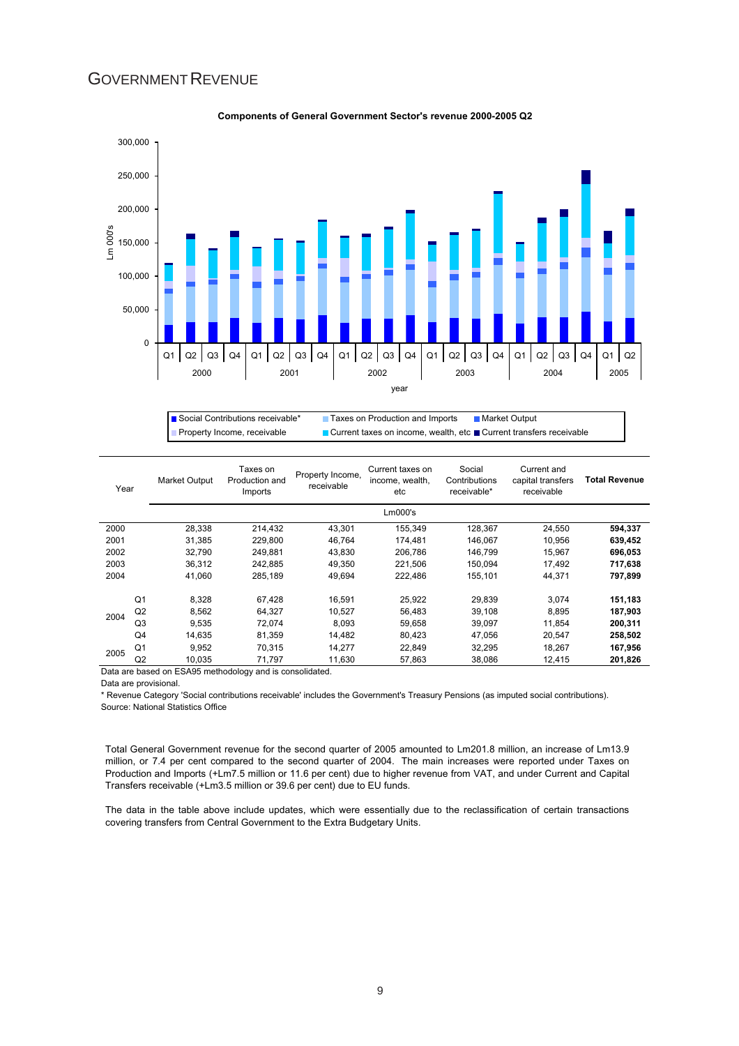# GOVERNMENT REVENUE

**Components of General Government Sector's revenue 2000-2005 Q2**

| Year | | Market Output | Taxes on Production and Imports | Property Income, receivable | Current taxes on income, wealth, etc | Social Contributions receivable* | Current and capital transfers receivable | **Total Revenue** |
|---|---|---|---|---|---|---|---|---|
| | | | | | Lm000's | | | |
| 2000 | | 28,338 | 214,432 | 43,301 | 155,349 | 128,367 | 24,550 | **594,337** |
| 2001 | | 31,385 | 229,800 | 46,764 | 174,481 | 146,067 | 10,956 | **639,452** |
| 2002 | | 32,790 | 249,881 | 43,830 | 206,786 | 146,799 | 15,967 | **696,053** |
| 2003 | | 36,312 | 242,885 | 49,350 | 221,506 | 150,094 | 17,492 | **717,638** |
| 2004 | | 41,060 | 285,189 | 49,694 | 222,486 | 155,101 | 44,371 | **797,899** |
| 2004 | Q1 | 8,328 | 67,428 | 16,591 | 25,922 | 29,839 | 3,074 | **151,183** |
| | Q2 | 8,562 | 64,327 | 10,527 | 56,483 | 39,108 | 8,895 | **187,903** |
| | Q3 | 9,535 | 72,074 | 8,093 | 59,658 | 39,097 | 11,854 | **200,311** |
| | Q4 | 14,635 | 81,359 | 14,482 | 80,423 | 47,056 | 20,547 | **258,502** |
| 2005 | Q1 | 9,952 | 70,315 | 14,277 | 22,849 | 32,295 | 18,267 | **167,956** |
| | Q2 | 10,035 | 71,797 | 11,630 | 57,863 | 38,086 | 12,415 | **201,826** |

Data are based on ESA95 methodology and is consolidated.

Data are provisional.

* Revenue Category 'Social contributions receivable' includes the Government's Treasury Pensions (as imputed social contributions).

Source: National Statistics Office

Total General Government revenue for the second quarter of 2005 amounted to Lm201.8 million, an increase of Lm13.9 million, or 7.4 per cent compared to the second quarter of 2004. The main increases were reported under Taxes on Production and Imports (+Lm7.5 million or 11.6 per cent) due to higher revenue from VAT, and under Current and Capital Transfers receivable (+Lm3.5 million or 39.6 per cent) due to EU funds.

The data in the table above include updates, which were essentially due to the reclassification of certain transactions covering transfers from Central Government to the Extra Budgetary Units.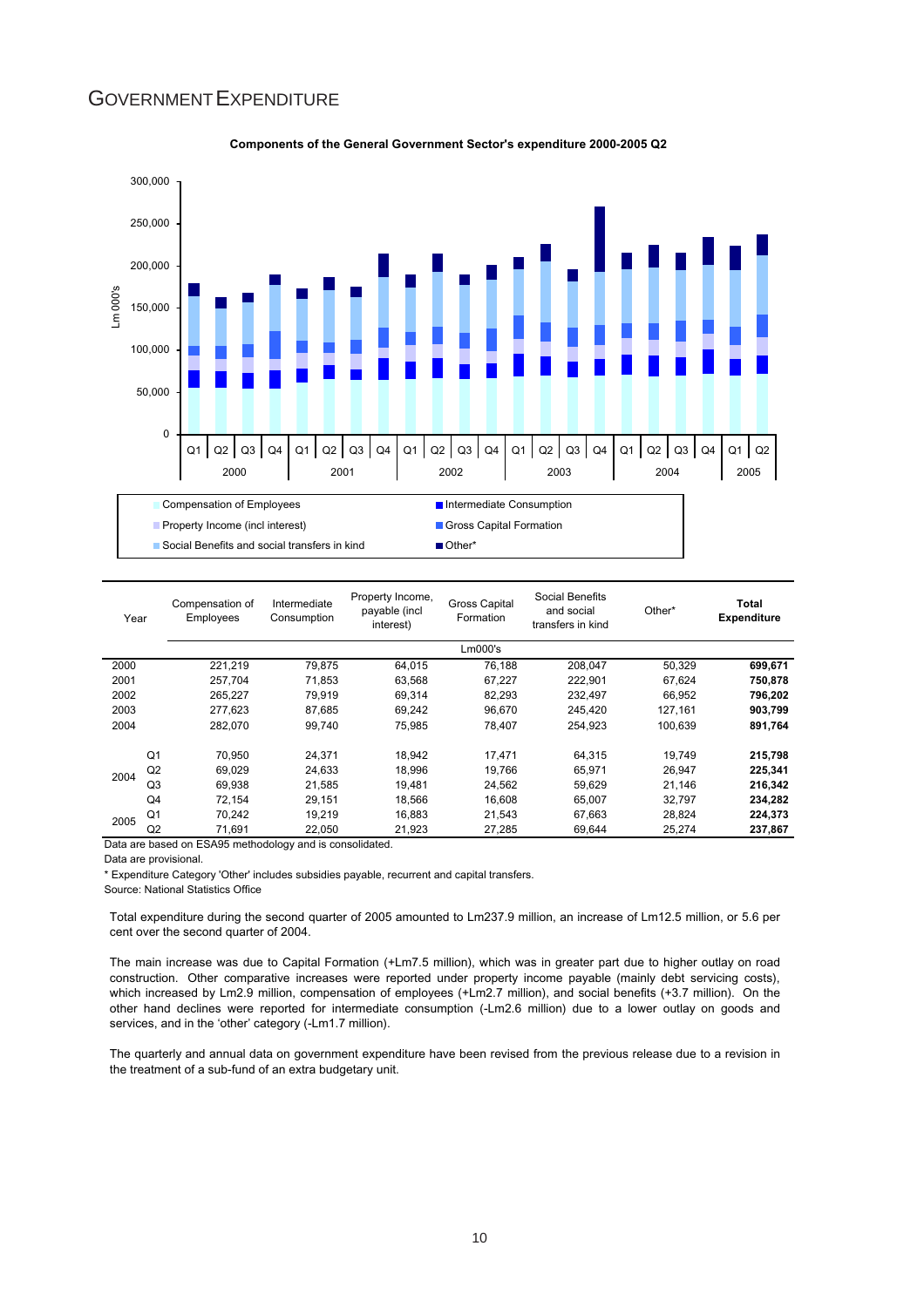# GOVERNMENT EXPENDITURE

**Components of the General Government Sector's expenditure 2000-2005 Q2**

| Year | | Compensation of Employees | Intermediate Consumption | Property Income, payable (incl interest) | Gross Capital Formation | Social Benefits and social transfers in kind | Other* | **Total Expenditure** |
|---|---|---|---|---|---|---|---|---|
| | | | | | Lm000's | | | |
| 2000 | | 221,219 | 79,875 | 64,015 | 76,188 | 208,047 | 50,329 | **699,671** |
| 2001 | | 257,704 | 71,853 | 63,568 | 67,227 | 222,901 | 67,624 | **750,878** |
| 2002 | | 265,227 | 79,919 | 69,314 | 82,293 | 232,497 | 66,952 | **796,202** |
| 2003 | | 277,623 | 87,685 | 69,242 | 96,670 | 245,420 | 127,161 | **903,799** |
| 2004 | | 282,070 | 99,740 | 75,985 | 78,407 | 254,923 | 100,639 | **891,764** |
| 2004 | Q1 | 70,950 | 24,371 | 18,942 | 17,471 | 64,315 | 19,749 | **215,798** |
| | Q2 | 69,029 | 24,633 | 18,996 | 19,766 | 65,971 | 26,947 | **225,341** |
| | Q3 | 69,938 | 21,585 | 19,481 | 24,562 | 59,629 | 21,146 | **216,342** |
| | Q4 | 72,154 | 29,151 | 18,566 | 16,608 | 65,007 | 32,797 | **234,282** |
| 2005 | Q1 | 70,242 | 19,219 | 16,883 | 21,543 | 67,663 | 28,824 | **224,373** |
| | Q2 | 71,691 | 22,050 | 21,923 | 27,285 | 69,644 | 25,274 | **237,867** |

Data are based on ESA95 methodology and is consolidated.

Data are provisional.

\* Expenditure Category 'Other' includes subsidies payable, recurrent and capital transfers.

Source: National Statistics Office

Total expenditure during the second quarter of 2005 amounted to Lm237.9 million, an increase of Lm12.5 million, or 5.6 per cent over the second quarter of 2004.

The main increase was due to Capital Formation (+Lm7.5 million), which was in greater part due to higher outlay on road construction. Other comparative increases were reported under property income payable (mainly debt servicing costs), which increased by Lm2.9 million, compensation of employees (+Lm2.7 million), and social benefits (+3.7 million). On the other hand declines were reported for intermediate consumption (-Lm2.6 million) due to a lower outlay on goods and services, and in the 'other' category (-Lm1.7 million).

The quarterly and annual data on government expenditure have been revised from the previous release due to a revision in the treatment of a sub-fund of an extra budgetary unit.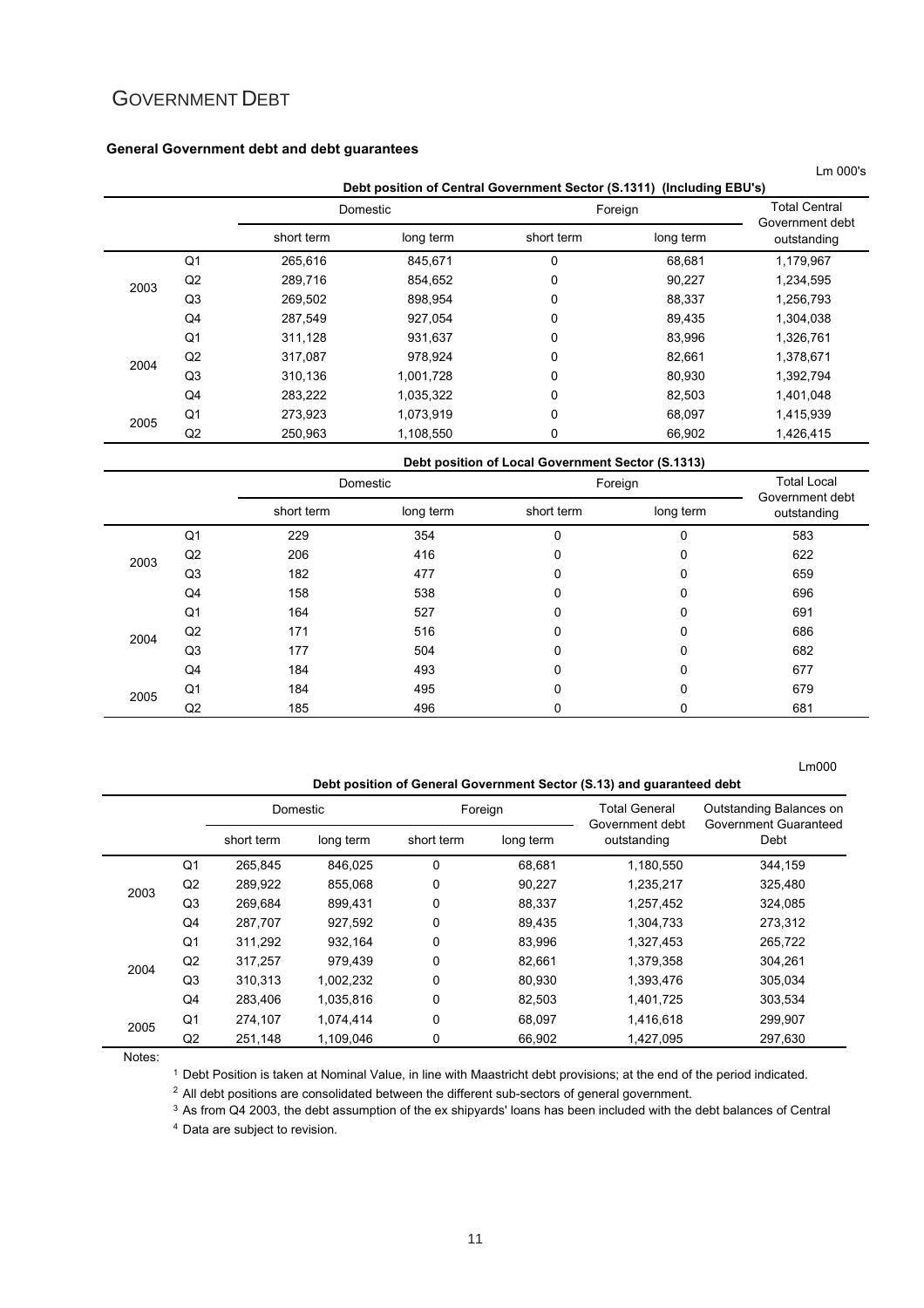# GOVERNMENT DEBT

**General Government debt and debt guarantees**

Lm 000's

| | | Debt position of Central Government Sector (S.1311) (Including EBU's) | | | | |
|---|---|---|---|---|---|---|
| | | Domestic | | Foreign | | Total Central Government debt outstanding |
| | | short term | long term | short term | long term | |
| 2003 | Q1 | 265,616 | 845,671 | 0 | 68,681 | 1,179,967 |
| | Q2 | 289,716 | 854,652 | 0 | 90,227 | 1,234,595 |
| | Q3 | 269,502 | 898,954 | 0 | 88,337 | 1,256,793 |
| | Q4 | 287,549 | 927,054 | 0 | 89,435 | 1,304,038 |
| 2004 | Q1 | 311,128 | 931,637 | 0 | 83,996 | 1,326,761 |
| | Q2 | 317,087 | 978,924 | 0 | 82,661 | 1,378,671 |
| | Q3 | 310,136 | 1,001,728 | 0 | 80,930 | 1,392,794 |
| | Q4 | 283,222 | 1,035,322 | 0 | 82,503 | 1,401,048 |
| 2005 | Q1 | 273,923 | 1,073,919 | 0 | 68,097 | 1,415,939 |
| | Q2 | 250,963 | 1,108,550 | 0 | 66,902 | 1,426,415 |

| | | Debt position of Local Government Sector (S.1313) | | | | |
|---|---|---|---|---|---|---|
| | | Domestic | | Foreign | | Total Local Government debt outstanding |
| | | short term | long term | short term | long term | |
| 2003 | Q1 | 229 | 354 | 0 | 0 | 583 |
| | Q2 | 206 | 416 | 0 | 0 | 622 |
| | Q3 | 182 | 477 | 0 | 0 | 659 |
| | Q4 | 158 | 538 | 0 | 0 | 696 |
| 2004 | Q1 | 164 | 527 | 0 | 0 | 691 |
| | Q2 | 171 | 516 | 0 | 0 | 686 |
| | Q3 | 177 | 504 | 0 | 0 | 682 |
| | Q4 | 184 | 493 | 0 | 0 | 677 |
| 2005 | Q1 | 184 | 495 | 0 | 0 | 679 |
| | Q2 | 185 | 496 | 0 | 0 | 681 |

Lm000

| | | Debt position of General Government Sector (S.13) and guaranteed debt | | | | | |
|---|---|---|---|---|---|---|---|
| | | Domestic | | Foreign | | Total General Government debt outstanding | Outstanding Balances on Government Guaranteed Debt |
| | | short term | long term | short term | long term | | |
| 2003 | Q1 | 265,845 | 846,025 | 0 | 68,681 | 1,180,550 | 344,159 |
| | Q2 | 289,922 | 855,068 | 0 | 90,227 | 1,235,217 | 325,480 |
| | Q3 | 269,684 | 899,431 | 0 | 88,337 | 1,257,452 | 324,085 |
| | Q4 | 287,707 | 927,592 | 0 | 89,435 | 1,304,733 | 273,312 |
| 2004 | Q1 | 311,292 | 932,164 | 0 | 83,996 | 1,327,453 | 265,722 |
| | Q2 | 317,257 | 979,439 | 0 | 82,661 | 1,379,358 | 304,261 |
| | Q3 | 310,313 | 1,002,232 | 0 | 80,930 | 1,393,476 | 305,034 |
| | Q4 | 283,406 | 1,035,816 | 0 | 82,503 | 1,401,725 | 303,534 |
| 2005 | Q1 | 274,107 | 1,074,414 | 0 | 68,097 | 1,416,618 | 299,907 |
| | Q2 | 251,148 | 1,109,046 | 0 | 66,902 | 1,427,095 | 297,630 |

Notes:

[1] Debt Position is taken at Nominal Value, in line with Maastricht debt provisions; at the end of the period indicated.

[2] All debt positions are consolidated between the different sub-sectors of general government.

[3] As from Q4 2003, the debt assumption of the ex shipyards' loans has been included with the debt balances of Central

[4] Data are subject to revision.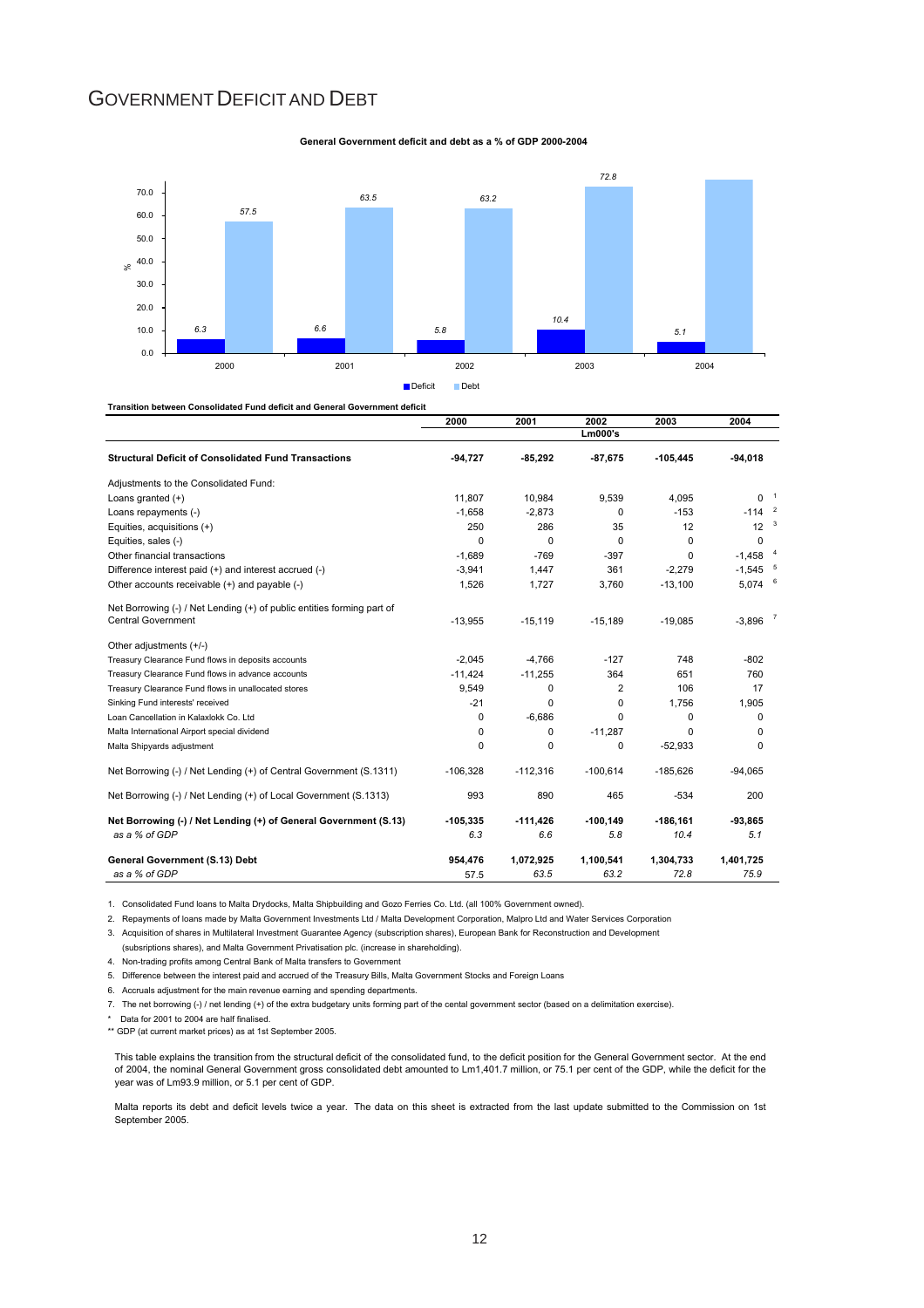# GOVERNMENT DEFICIT AND DEBT

**General Government deficit and debt as a % of GDP 2000-2004**

| Year | Deficit | Debt |
|---|---|---|
| 2000 | 6.3 | 57.5 |
| 2001 | 6.6 | 63.5 |
| 2002 | 5.8 | 63.2 |
| 2003 | 10.4 | 72.8 |
| 2004 | 5.1 | |

**Transition between Consolidated Fund deficit and General Government deficit**

| | 2000 | 2001 | 2002 | 2003 | 2004 |
|---|---|---|---|---|---|
| | | | Lm000's | | |
| **Structural Deficit of Consolidated Fund Transactions** | **-94,727** | **-85,292** | **-87,675** | **-105,445** | **-94,018** |
| Adjustments to the Consolidated Fund: | | | | | |
| Loans granted (+) | 11,807 | 10,984 | 9,539 | 4,095 | 0 [1] |
| Loans repayments (-) | -1,658 | -2,873 | 0 | -153 | -114 [2] |
| Equities, acquisitions (+) | 250 | 286 | 35 | 12 | 12 [3] |
| Equities, sales (-) | 0 | 0 | 0 | 0 | 0 |
| Other financial transactions | -1,689 | -769 | -397 | 0 | -1,458 [4] |
| Difference interest paid (+) and interest accrued (-) | -3,941 | 1,447 | 361 | -2,279 | -1,545 [5] |
| Other accounts receivable (+) and payable (-) | 1,526 | 1,727 | 3,760 | -13,100 | 5,074 [6] |
| Net Borrowing (-) / Net Lending (+) of public entities forming part of Central Government | -13,955 | -15,119 | -15,189 | -19,085 | -3,896 [7] |
| Other adjustments (+/-) | | | | | |
| Treasury Clearance Fund flows in deposits accounts | -2,045 | -4,766 | -127 | 748 | -802 |
| Treasury Clearance Fund flows in advance accounts | -11,424 | -11,255 | 364 | 651 | 760 |
| Treasury Clearance Fund flows in unallocated stores | 9,549 | 0 | 2 | 106 | 17 |
| Sinking Fund interests' received | -21 | 0 | 0 | 1,756 | 1,905 |
| Loan Cancellation in Kalaxlokk Co. Ltd | 0 | -6,686 | 0 | 0 | 0 |
| Malta International Airport special dividend | 0 | 0 | -11,287 | 0 | 0 |
| Malta Shipyards adjustment | 0 | 0 | 0 | -52,933 | 0 |
| Net Borrowing (-) / Net Lending (+) of Central Government (S.1311) | -106,328 | -112,316 | -100,614 | -185,626 | -94,065 |
| Net Borrowing (-) / Net Lending (+) of Local Government (S.1313) | 993 | 890 | 465 | -534 | 200 |
| **Net Borrowing (-) / Net Lending (+) of General Government (S.13)** | **-105,335** | **-111,426** | **-100,149** | **-186,161** | **-93,865** |
| *as a % of GDP* | *6.3* | *6.6* | *5.8* | *10.4* | *5.1* |
| **General Government (S.13) Debt** | **954,476** | **1,072,925** | **1,100,541** | **1,304,733** | **1,401,725** |
| *as a % of GDP* | 57.5 | *63.5* | *63.2* | *72.8* | *75.9* |

1. Consolidated Fund loans to Malta Drydocks, Malta Shipbuilding and Gozo Ferries Co. Ltd. (all 100% Government owned).
2. Repayments of loans made by Malta Government Investments Ltd / Malta Development Corporation, Malpro Ltd and Water Services Corporation
3. Acquisition of shares in Multilateral Investment Guarantee Agency (subscription shares), European Bank for Reconstruction and Development (subsriptions shares), and Malta Government Privatisation plc. (increase in shareholding).
4. Non-trading profits among Central Bank of Malta transfers to Government
5. Difference between the interest paid and accrued of the Treasury Bills, Malta Government Stocks and Foreign Loans
6. Accruals adjustment for the main revenue earning and spending departments.
7. The net borrowing (-) / net lending (+) of the extra budgetary units forming part of the cental government sector (based on a delimitation exercise).

\* Data for 2001 to 2004 are half finalised.

\*\* GDP (at current market prices) as at 1st September 2005.

This table explains the transition from the structural deficit of the consolidated fund, to the deficit position for the General Government sector. At the end of 2004, the nominal General Government gross consolidated debt amounted to Lm1,401.7 million, or 75.1 per cent of the GDP, while the deficit for the year was of Lm93.9 million, or 5.1 per cent of GDP.

Malta reports its debt and deficit levels twice a year. The data on this sheet is extracted from the last update submitted to the Commission on 1st September 2005.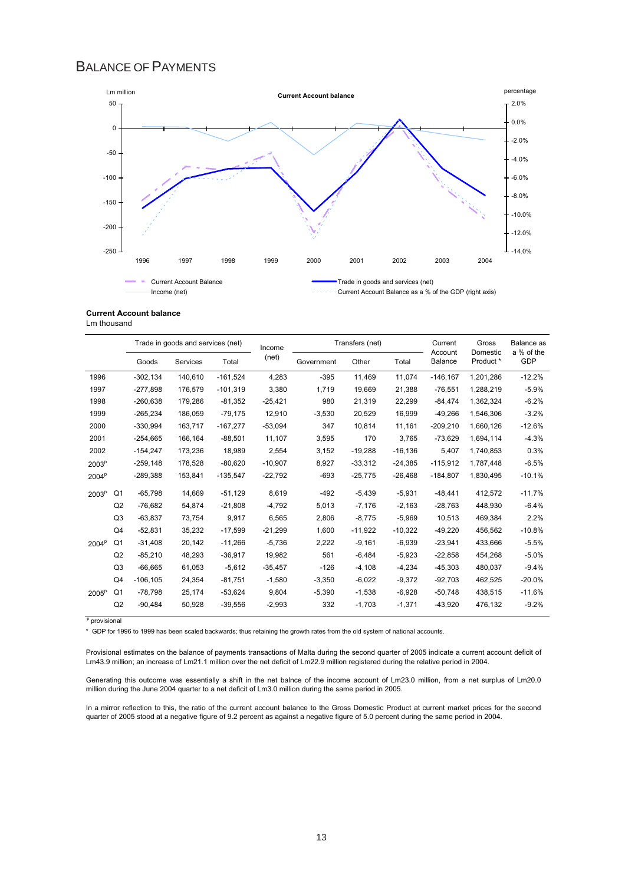# BALANCE OF PAYMENTS

**Current Account balance**
Lm thousand

| | | Trade in goods and services (net) | | | Income (net) | Transfers (net) | | | Current Account Balance | Gross Domestic Product * | Balance as a % of the GDP |
|---|---|---|---|---|---|---|---|---|---|---|---|
| | | Goods | Services | Total | | Government | Other | Total | | | |
| 1996 | | -302,134 | 140,610 | -161,524 | 4,283 | -395 | 11,469 | 11,074 | -146,167 | 1,201,286 | -12.2% |
| 1997 | | -277,898 | 176,579 | -101,319 | 3,380 | 1,719 | 19,669 | 21,388 | -76,551 | 1,288,219 | -5.9% |
| 1998 | | -260,638 | 179,286 | -81,352 | -25,421 | 980 | 21,319 | 22,299 | -84,474 | 1,362,324 | -6.2% |
| 1999 | | -265,234 | 186,059 | -79,175 | 12,910 | -3,530 | 20,529 | 16,999 | -49,266 | 1,546,306 | -3.2% |
| 2000 | | -330,994 | 163,717 | -167,277 | -53,094 | 347 | 10,814 | 11,161 | -209,210 | 1,660,126 | -12.6% |
| 2001 | | -254,665 | 166,164 | -88,501 | 11,107 | 3,595 | 170 | 3,765 | -73,629 | 1,694,114 | -4.3% |
| 2002 | | -154,247 | 173,236 | 18,989 | 2,554 | 3,152 | -19,288 | -16,136 | 5,407 | 1,740,853 | 0.3% |
| 2003p | | -259,148 | 178,528 | -80,620 | -10,907 | 8,927 | -33,312 | -24,385 | -115,912 | 1,787,448 | -6.5% |
| 2004p | | -289,388 | 153,841 | -135,547 | -22,792 | -693 | -25,775 | -26,468 | -184,807 | 1,830,495 | -10.1% |
| 2003p | Q1 | -65,798 | 14,669 | -51,129 | 8,619 | -492 | -5,439 | -5,931 | -48,441 | 412,572 | -11.7% |
| | Q2 | -76,682 | 54,874 | -21,808 | -4,792 | 5,013 | -7,176 | -2,163 | -28,763 | 448,930 | -6.4% |
| | Q3 | -63,837 | 73,754 | 9,917 | 6,565 | 2,806 | -8,775 | -5,969 | 10,513 | 469,384 | 2.2% |
| | Q4 | -52,831 | 35,232 | -17,599 | -21,299 | 1,600 | -11,922 | -10,322 | -49,220 | 456,562 | -10.8% |
| 2004p | Q1 | -31,408 | 20,142 | -11,266 | -5,736 | 2,222 | -9,161 | -6,939 | -23,941 | 433,666 | -5.5% |
| | Q2 | -85,210 | 48,293 | -36,917 | 19,982 | 561 | -6,484 | -5,923 | -22,858 | 454,268 | -5.0% |
| | Q3 | -66,665 | 61,053 | -5,612 | -35,457 | -126 | -4,108 | -4,234 | -45,303 | 480,037 | -9.4% |
| | Q4 | -106,105 | 24,354 | -81,751 | -1,580 | -3,350 | -6,022 | -9,372 | -92,703 | 462,525 | -20.0% |
| 2005p | Q1 | -78,798 | 25,174 | -53,624 | 9,804 | -5,390 | -1,538 | -6,928 | -50,748 | 438,515 | -11.6% |
| | Q2 | -90,484 | 50,928 | -39,556 | -2,993 | 332 | -1,703 | -1,371 | -43,920 | 476,132 | -9.2% |

p provisional

\* GDP for 1996 to 1999 has been scaled backwards; thus retaining the growth rates from the old system of national accounts.

Provisional estimates on the balance of payments transactions of Malta during the second quarter of 2005 indicate a current account deficit of Lm43.9 million; an increase of Lm21.1 million over the net deficit of Lm22.9 million registered during the relative period in 2004.

Generating this outcome was essentially a shift in the net balce of the income account of Lm23.0 million, from a net surplus of Lm20.0 million during the June 2004 quarter to a net deficit of Lm3.0 million during the same period in 2005.

In a mirror reflection to this, the ratio of the current account balance to the Gross Domestic Product at current market prices for the second quarter of 2005 stood at a negative figure of 9.2 percent as against a negative figure of 5.0 percent during the same period in 2004.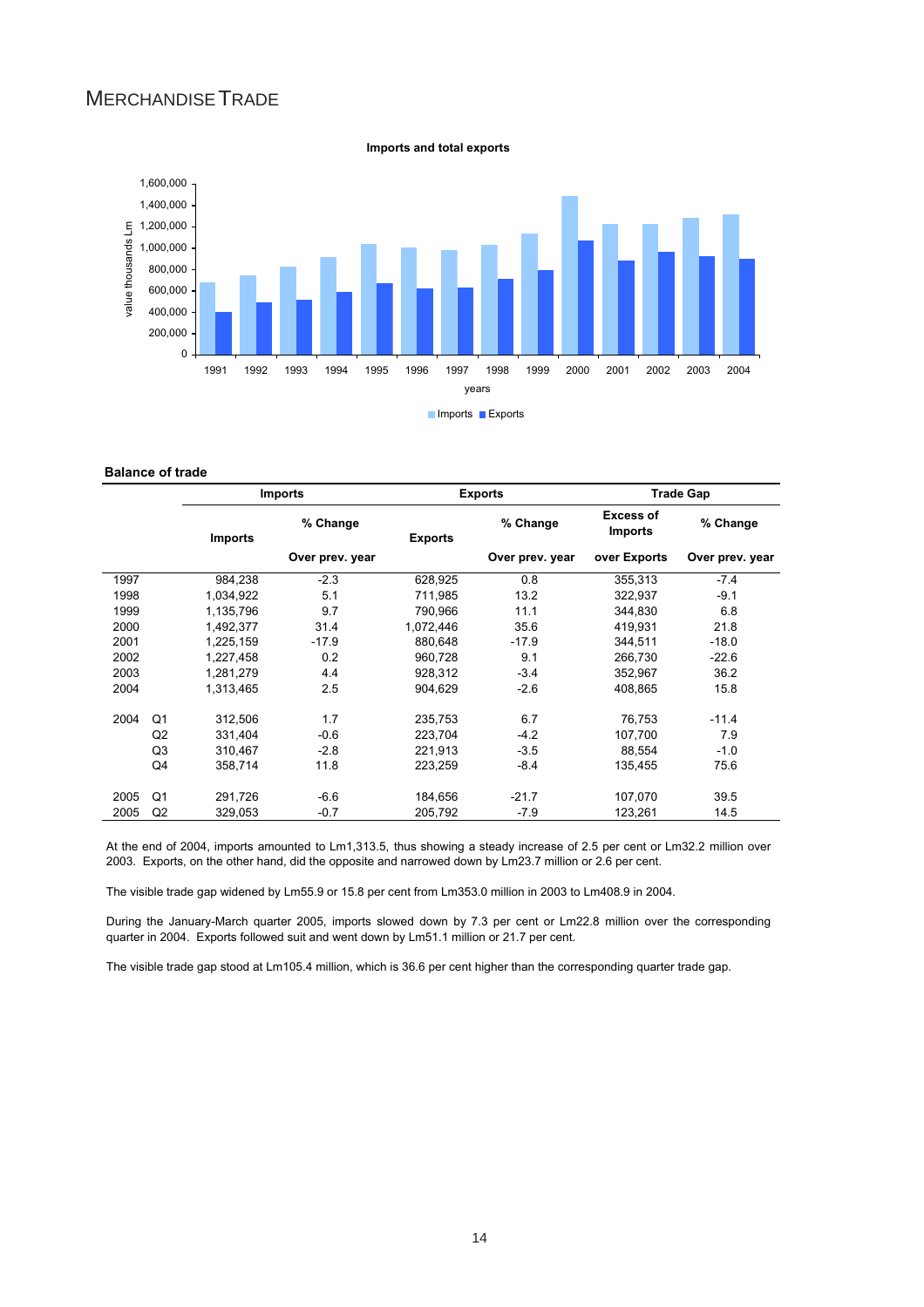# MERCHANDISE TRADE

**Imports and total exports**

**Balance of trade**

| | | Imports | | Exports | | Trade Gap | |
|---|---|---|---|---|---|---|---|
| | | Imports | % Change | Exports | % Change | Excess of Imports | % Change |
| | | | Over prev. year | | Over prev. year | over Exports | Over prev. year |
| 1997 | | 984,238 | -2.3 | 628,925 | 0.8 | 355,313 | -7.4 |
| 1998 | | 1,034,922 | 5.1 | 711,985 | 13.2 | 322,937 | -9.1 |
| 1999 | | 1,135,796 | 9.7 | 790,966 | 11.1 | 344,830 | 6.8 |
| 2000 | | 1,492,377 | 31.4 | 1,072,446 | 35.6 | 419,931 | 21.8 |
| 2001 | | 1,225,159 | -17.9 | 880,648 | -17.9 | 344,511 | -18.0 |
| 2002 | | 1,227,458 | 0.2 | 960,728 | 9.1 | 266,730 | -22.6 |
| 2003 | | 1,281,279 | 4.4 | 928,312 | -3.4 | 352,967 | 36.2 |
| 2004 | | 1,313,465 | 2.5 | 904,629 | -2.6 | 408,865 | 15.8 |
| | | | | | | | |
| 2004 | Q1 | 312,506 | 1.7 | 235,753 | 6.7 | 76,753 | -11.4 |
| | Q2 | 331,404 | -0.6 | 223,704 | -4.2 | 107,700 | 7.9 |
| | Q3 | 310,467 | -2.8 | 221,913 | -3.5 | 88,554 | -1.0 |
| | Q4 | 358,714 | 11.8 | 223,259 | -8.4 | 135,455 | 75.6 |
| | | | | | | | |
| 2005 | Q1 | 291,726 | -6.6 | 184,656 | -21.7 | 107,070 | 39.5 |
| 2005 | Q2 | 329,053 | -0.7 | 205,792 | -7.9 | 123,261 | 14.5 |

At the end of 2004, imports amounted to Lm1,313.5, thus showing a steady increase of 2.5 per cent or Lm32.2 million over 2003. Exports, on the other hand, did the opposite and narrowed down by Lm23.7 million or 2.6 per cent.

The visible trade gap widened by Lm55.9 or 15.8 per cent from Lm353.0 million in 2003 to Lm408.9 in 2004.

During the January-March quarter 2005, imports slowed down by 7.3 per cent or Lm22.8 million over the corresponding quarter in 2004. Exports followed suit and went down by Lm51.1 million or 21.7 per cent.

The visible trade gap stood at Lm105.4 million, which is 36.6 per cent higher than the corresponding quarter trade gap.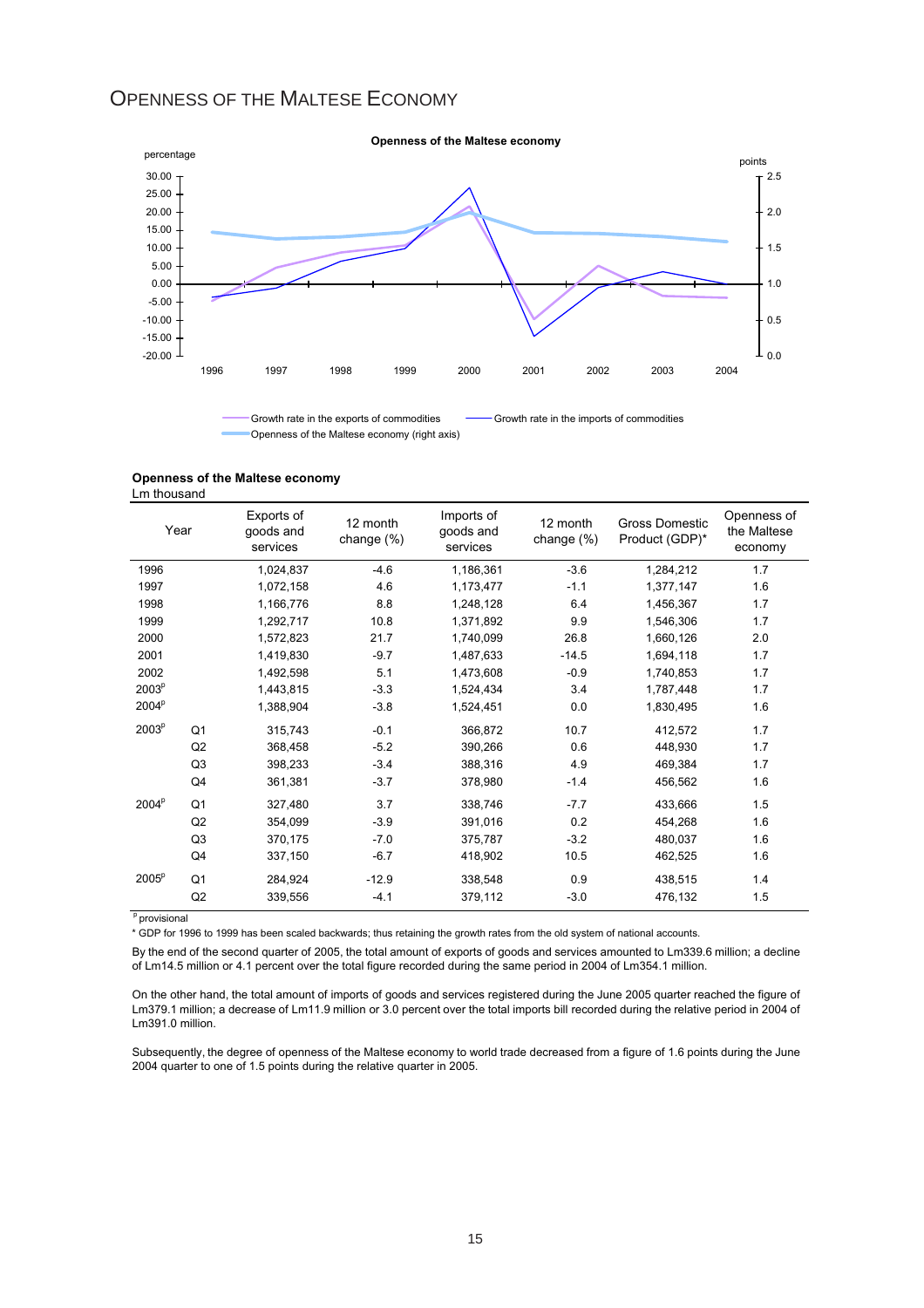# Openness of the Maltese Economy

**Openness of the Maltese economy**

Lm thousand

| Year | | Exports of goods and services | 12 month change (%) | Imports of goods and services | 12 month change (%) | Gross Domestic Product (GDP)* | Openness of the Maltese economy |
|---|---|---|---|---|---|---|---|
| 1996 | | 1,024,837 | -4.6 | 1,186,361 | -3.6 | 1,284,212 | 1.7 |
| 1997 | | 1,072,158 | 4.6 | 1,173,477 | -1.1 | 1,377,147 | 1.6 |
| 1998 | | 1,166,776 | 8.8 | 1,248,128 | 6.4 | 1,456,367 | 1.7 |
| 1999 | | 1,292,717 | 10.8 | 1,371,892 | 9.9 | 1,546,306 | 1.7 |
| 2000 | | 1,572,823 | 21.7 | 1,740,099 | 26.8 | 1,660,126 | 2.0 |
| 2001 | | 1,419,830 | -9.7 | 1,487,633 | -14.5 | 1,694,118 | 1.7 |
| 2002 | | 1,492,598 | 5.1 | 1,473,608 | -0.9 | 1,740,853 | 1.7 |
| 2003[p] | | 1,443,815 | -3.3 | 1,524,434 | 3.4 | 1,787,448 | 1.7 |
| 2004[p] | | 1,388,904 | -3.8 | 1,524,451 | 0.0 | 1,830,495 | 1.6 |
| 2003[p] | Q1 | 315,743 | -0.1 | 366,872 | 10.7 | 412,572 | 1.7 |
| | Q2 | 368,458 | -5.2 | 390,266 | 0.6 | 448,930 | 1.7 |
| | Q3 | 398,233 | -3.4 | 388,316 | 4.9 | 469,384 | 1.7 |
| | Q4 | 361,381 | -3.7 | 378,980 | -1.4 | 456,562 | 1.6 |
| 2004[p] | Q1 | 327,480 | 3.7 | 338,746 | -7.7 | 433,666 | 1.5 |
| | Q2 | 354,099 | -3.9 | 391,016 | 0.2 | 454,268 | 1.6 |
| | Q3 | 370,175 | -7.0 | 375,787 | -3.2 | 480,037 | 1.6 |
| | Q4 | 337,150 | -6.7 | 418,902 | 10.5 | 462,525 | 1.6 |
| 2005[p] | Q1 | 284,924 | -12.9 | 338,548 | 0.9 | 438,515 | 1.4 |
| | Q2 | 339,556 | -4.1 | 379,112 | -3.0 | 476,132 | 1.5 |

[p] provisional

* GDP for 1996 to 1999 has been scaled backwards; thus retaining the growth rates from the old system of national accounts.

By the end of the second quarter of 2005, the total amount of exports of goods and services amounted to Lm339.6 million; a decline of Lm14.5 million or 4.1 percent over the total figure recorded during the same period in 2004 of Lm354.1 million.

On the other hand, the total amount of imports of goods and services registered during the June 2005 quarter reached the figure of Lm379.1 million; a decrease of Lm11.9 million or 3.0 percent over the total imports bill recorded during the relative period in 2004 of Lm391.0 million.

Subsequently, the degree of openness of the Maltese economy to world trade decreased from a figure of 1.6 points during the June 2004 quarter to one of 1.5 points during the relative quarter in 2005.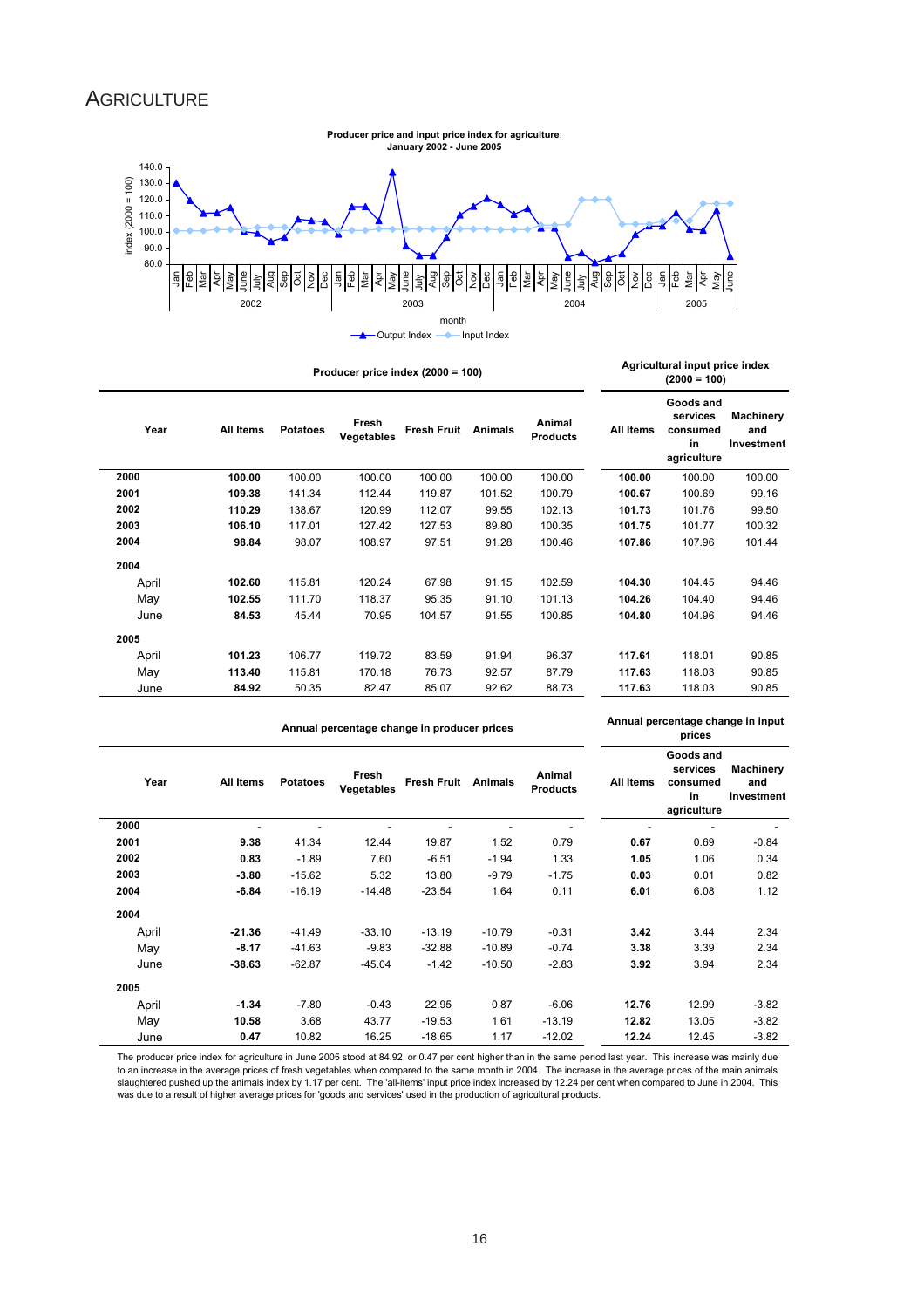# AGRICULTURE

**Producer price and input price index for agriculture: January 2002 - June 2005**

| Producer price index (2000 = 100) | | | | | | | Agricultural input price index (2000 = 100) | | |
|---|---|---|---|---|---|---|---|---|---|
| Year | All Items | Potatoes | Fresh Vegetables | Fresh Fruit | Animals | Animal Products | All Items | Goods and services consumed in agriculture | Machinery and Investment |
| **2000** | **100.00** | 100.00 | 100.00 | 100.00 | 100.00 | 100.00 | **100.00** | 100.00 | 100.00 |
| **2001** | **109.38** | 141.34 | 112.44 | 119.87 | 101.52 | 100.79 | **100.67** | 100.69 | 99.16 |
| **2002** | **110.29** | 138.67 | 120.99 | 112.07 | 99.55 | 102.13 | **101.73** | 101.76 | 99.50 |
| **2003** | **106.10** | 117.01 | 127.42 | 127.53 | 89.80 | 100.35 | **101.75** | 101.77 | 100.32 |
| **2004** | **98.84** | 98.07 | 108.97 | 97.51 | 91.28 | 100.46 | **107.86** | 107.96 | 101.44 |
| **2004** | | | | | | | | | |
| April | **102.60** | 115.81 | 120.24 | 67.98 | 91.15 | 102.59 | **104.30** | 104.45 | 94.46 |
| May | **102.55** | 111.70 | 118.37 | 95.35 | 91.10 | 101.13 | **104.26** | 104.40 | 94.46 |
| June | **84.53** | 45.44 | 70.95 | 104.57 | 91.55 | 100.85 | **104.80** | 104.96 | 94.46 |
| **2005** | | | | | | | | | |
| April | **101.23** | 106.77 | 119.72 | 83.59 | 91.94 | 96.37 | **117.61** | 118.01 | 90.85 |
| May | **113.40** | 115.81 | 170.18 | 76.73 | 92.57 | 87.79 | **117.63** | 118.03 | 90.85 |
| June | **84.92** | 50.35 | 82.47 | 85.07 | 92.62 | 88.73 | **117.63** | 118.03 | 90.85 |

| Annual percentage change in producer prices | | | | | | | Annual percentage change in input prices | | |
|---|---|---|---|---|---|---|---|---|---|
| Year | All Items | Potatoes | Fresh Vegetables | Fresh Fruit | Animals | Animal Products | All Items | Goods and services consumed in agriculture | Machinery and Investment |
| **2000** | - | - | - | - | - | - | - | - | - |
| **2001** | **9.38** | 41.34 | 12.44 | 19.87 | 1.52 | 0.79 | **0.67** | 0.69 | -0.84 |
| **2002** | **0.83** | -1.89 | 7.60 | -6.51 | -1.94 | 1.33 | **1.05** | 1.06 | 0.34 |
| **2003** | **-3.80** | -15.62 | 5.32 | 13.80 | -9.79 | -1.75 | **0.03** | 0.01 | 0.82 |
| **2004** | **-6.84** | -16.19 | -14.48 | -23.54 | 1.64 | 0.11 | **6.01** | 6.08 | 1.12 |
| **2004** | | | | | | | | | |
| April | **-21.36** | -41.49 | -33.10 | -13.19 | -10.79 | -0.31 | **3.42** | 3.44 | 2.34 |
| May | **-8.17** | -41.63 | -9.83 | -32.88 | -10.89 | -0.74 | **3.38** | 3.39 | 2.34 |
| June | **-38.63** | -62.87 | -45.04 | -1.42 | -10.50 | -2.83 | **3.92** | 3.94 | 2.34 |
| **2005** | | | | | | | | | |
| April | **-1.34** | -7.80 | -0.43 | 22.95 | 0.87 | -6.06 | **12.76** | 12.99 | -3.82 |
| May | **10.58** | 3.68 | 43.77 | -19.53 | 1.61 | -13.19 | **12.82** | 13.05 | -3.82 |
| June | **0.47** | 10.82 | 16.25 | -18.65 | 1.17 | -12.02 | **12.24** | 12.45 | -3.82 |

The producer price index for agriculture in June 2005 stood at 84.92, or 0.47 per cent higher than in the same period last year. This increase was mainly due to an increase in the average prices of fresh vegetables when compared to the same month in 2004. The increase in the average prices of the main animals slaughtered pushed up the animals index by 1.17 per cent. The 'all-items' input price index increased by 12.24 per cent when compared to June in 2004. This was due to a result of higher average prices for 'goods and services' used in the production of agricultural products.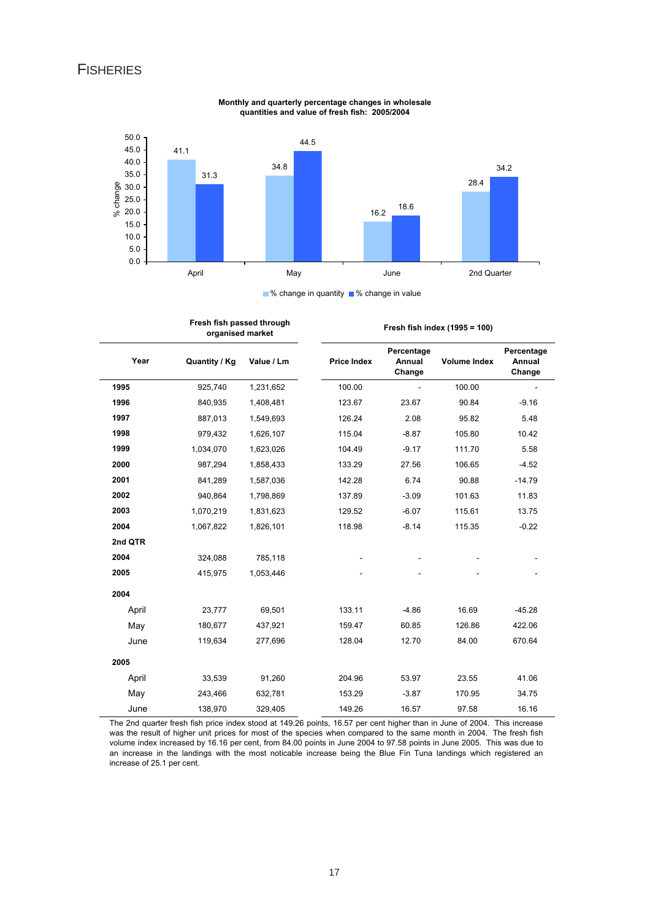# FISHERIES

**Monthly and quarterly percentage changes in wholesale quantities and value of fresh fish: 2005/2004**

| | % change in quantity | % change in value |
|---|---|---|
| April | 41.1 | 31.3 |
| May | 34.8 | 44.5 |
| June | 16.2 | 18.6 |
| 2nd Quarter | 28.4 | 34.2 |

| Year | Fresh fish passed through organised market | | Fresh fish index (1995 = 100) | | | |
|---|---|---|---|---|---|---|
| | Quantity / Kg | Value / Lm | Price Index | Percentage Annual Change | Volume Index | Percentage Annual Change |
| **1995** | 925,740 | 1,231,652 | 100.00 | - | 100.00 | - |
| **1996** | 840,935 | 1,408,481 | 123.67 | 23.67 | 90.84 | -9.16 |
| **1997** | 887,013 | 1,549,693 | 126.24 | 2.08 | 95.82 | 5.48 |
| **1998** | 979,432 | 1,626,107 | 115.04 | -8.87 | 105.80 | 10.42 |
| **1999** | 1,034,070 | 1,623,026 | 104.49 | -9.17 | 111.70 | 5.58 |
| **2000** | 987,294 | 1,858,433 | 133.29 | 27.56 | 106.65 | -4.52 |
| **2001** | 841,289 | 1,587,036 | 142.28 | 6.74 | 90.88 | -14.79 |
| **2002** | 940,864 | 1,798,869 | 137.89 | -3.09 | 101.63 | 11.83 |
| **2003** | 1,070,219 | 1,831,623 | 129.52 | -6.07 | 115.61 | 13.75 |
| **2004** | 1,067,822 | 1,826,101 | 118.98 | -8.14 | 115.35 | -0.22 |
| **2nd QTR** | | | | | | |
| **2004** | 324,088 | 785,118 | - | - | - | - |
| **2005** | 415,975 | 1,053,446 | - | - | - | - |
| **2004** | | | | | | |
| April | 23,777 | 69,501 | 133.11 | -4.86 | 16.69 | -45.28 |
| May | 180,677 | 437,921 | 159.47 | 60.85 | 126.86 | 422.06 |
| June | 119,634 | 277,696 | 128.04 | 12.70 | 84.00 | 670.64 |
| **2005** | | | | | | |
| April | 33,539 | 91,260 | 204.96 | 53.97 | 23.55 | 41.06 |
| May | 243,466 | 632,781 | 153.29 | -3.87 | 170.95 | 34.75 |
| June | 138,970 | 329,405 | 149.26 | 16.57 | 97.58 | 16.16 |

The 2nd quarter fresh fish price index stood at 149.26 points, 16.57 per cent higher than in June of 2004. This increase was the result of higher unit prices for most of the species when compared to the same month in 2004. The fresh fish volume index increased by 16.16 per cent, from 84.00 points in June 2004 to 97.58 points in June 2005. This was due to an increase in the landings with the most noticable increase being the Blue Fin Tuna landings which registered an increase of 25.1 per cent.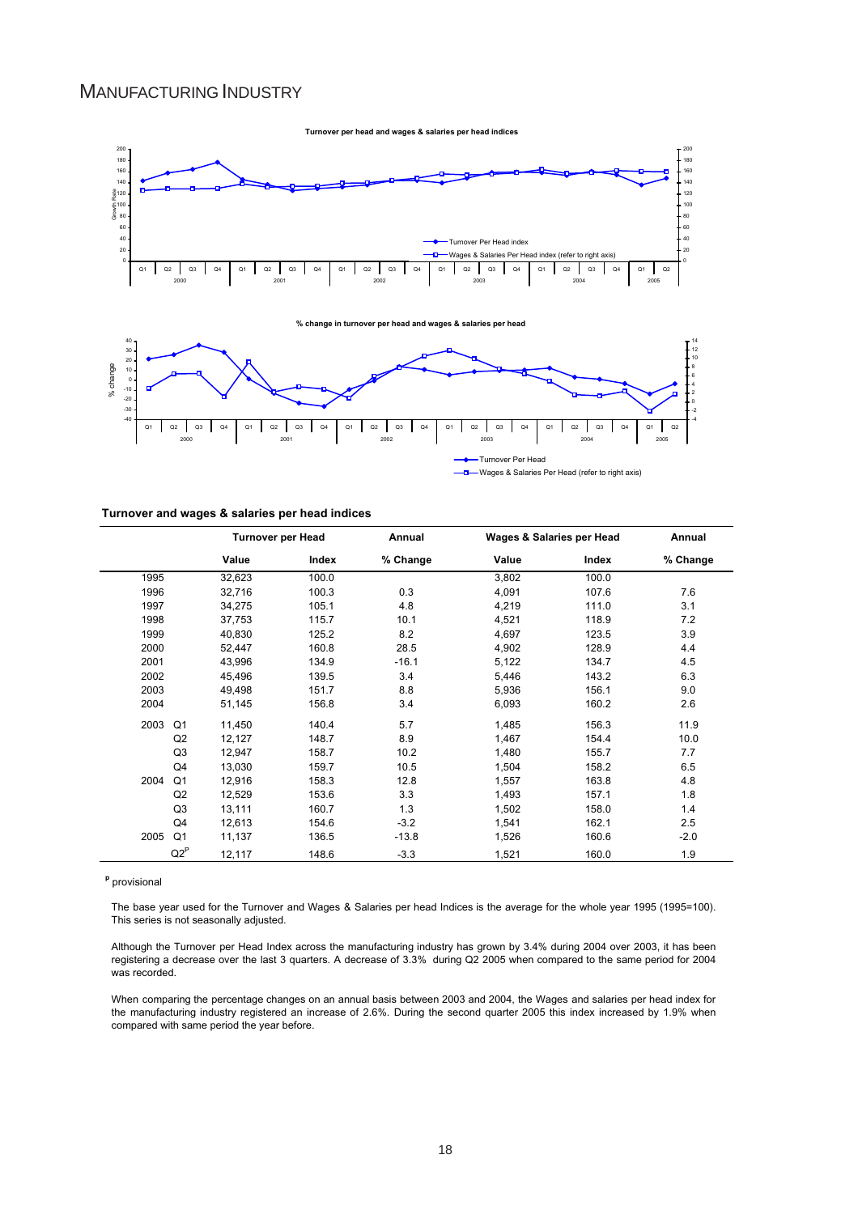# MANUFACTURING INDUSTRY

**Turnover per head and wages & salaries per head indices**

**% change in turnover per head and wages & salaries per head**

**Turnover and wages & salaries per head indices**

| | | Turnover per Head | | Annual | Wages & Salaries per Head | | Annual |
|---|---|---|---|---|---|---|---|
| | | Value | Index | % Change | Value | Index | % Change |
| 1995 | | 32,623 | 100.0 | | 3,802 | 100.0 | |
| 1996 | | 32,716 | 100.3 | 0.3 | 4,091 | 107.6 | 7.6 |
| 1997 | | 34,275 | 105.1 | 4.8 | 4,219 | 111.0 | 3.1 |
| 1998 | | 37,753 | 115.7 | 10.1 | 4,521 | 118.9 | 7.2 |
| 1999 | | 40,830 | 125.2 | 8.2 | 4,697 | 123.5 | 3.9 |
| 2000 | | 52,447 | 160.8 | 28.5 | 4,902 | 128.9 | 4.4 |
| 2001 | | 43,996 | 134.9 | -16.1 | 5,122 | 134.7 | 4.5 |
| 2002 | | 45,496 | 139.5 | 3.4 | 5,446 | 143.2 | 6.3 |
| 2003 | | 49,498 | 151.7 | 8.8 | 5,936 | 156.1 | 9.0 |
| 2004 | | 51,145 | 156.8 | 3.4 | 6,093 | 160.2 | 2.6 |
| 2003 | Q1 | 11,450 | 140.4 | 5.7 | 1,485 | 156.3 | 11.9 |
| | Q2 | 12,127 | 148.7 | 8.9 | 1,467 | 154.4 | 10.0 |
| | Q3 | 12,947 | 158.7 | 10.2 | 1,480 | 155.7 | 7.7 |
| | Q4 | 13,030 | 159.7 | 10.5 | 1,504 | 158.2 | 6.5 |
| 2004 | Q1 | 12,916 | 158.3 | 12.8 | 1,557 | 163.8 | 4.8 |
| | Q2 | 12,529 | 153.6 | 3.3 | 1,493 | 157.1 | 1.8 |
| | Q3 | 13,111 | 160.7 | 1.3 | 1,502 | 158.0 | 1.4 |
| | Q4 | 12,613 | 154.6 | -3.2 | 1,541 | 162.1 | 2.5 |
| 2005 | Q1 | 11,137 | 136.5 | -13.8 | 1,526 | 160.6 | -2.0 |
| | Q2[P] | 12,117 | 148.6 | -3.3 | 1,521 | 160.0 | 1.9 |

[P] provisional

The base year used for the Turnover and Wages & Salaries per head Indices is the average for the whole year 1995 (1995=100). This series is not seasonally adjusted.

Although the Turnover per Head Index across the manufacturing industry has grown by 3.4% during 2004 over 2003, it has been registering a decrease over the last 3 quarters. A decrease of 3.3% during Q2 2005 when compared to the same period for 2004 was recorded.

When comparing the percentage changes on an annual basis between 2003 and 2004, the Wages and salaries per head index for the manufacturing industry registered an increase of 2.6%. During the second quarter 2005 this index increased by 1.9% when compared with same period the year before.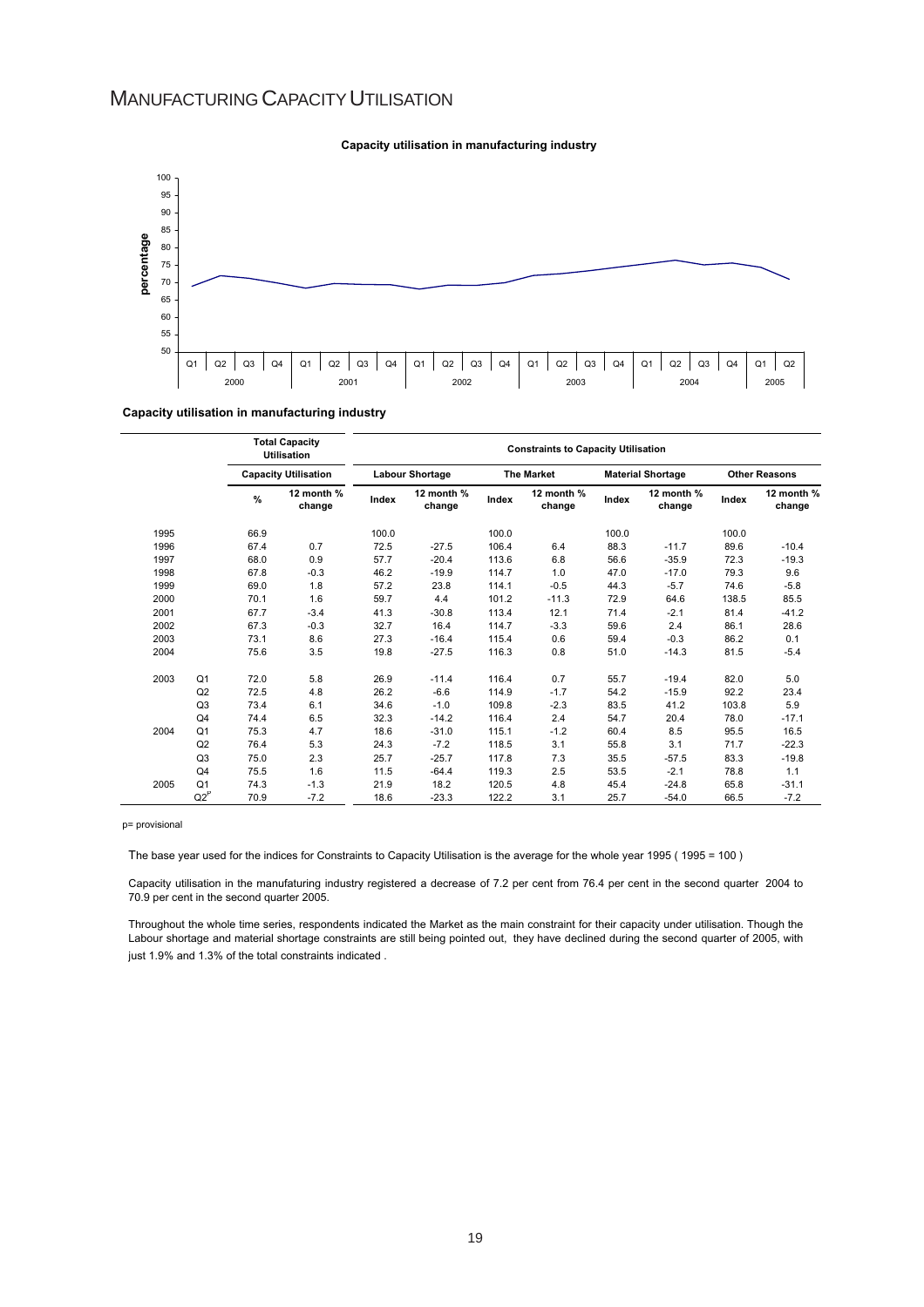# Manufacturing Capacity Utilisation

**Capacity utilisation in manufacturing industry**

**Capacity utilisation in manufacturing industry**

| | | Total Capacity Utilisation | | Constraints to Capacity Utilisation | | | | | | | |
|---|---|---|---|---|---|---|---|---|---|---|---|
| | | Capacity Utilisation | | Labour Shortage | | The Market | | Material Shortage | | Other Reasons | |
| | | % | 12 month % change | Index | 12 month % change | Index | 12 month % change | Index | 12 month % change | Index | 12 month % change |
| 1995 | | 66.9 | | 100.0 | | 100.0 | | 100.0 | | 100.0 | |
| 1996 | | 67.4 | 0.7 | 72.5 | -27.5 | 106.4 | 6.4 | 88.3 | -11.7 | 89.6 | -10.4 |
| 1997 | | 68.0 | 0.9 | 57.7 | -20.4 | 113.6 | 6.8 | 56.6 | -35.9 | 72.3 | -19.3 |
| 1998 | | 67.8 | -0.3 | 46.2 | -19.9 | 114.7 | 1.0 | 47.0 | -17.0 | 79.3 | 9.6 |
| 1999 | | 69.0 | 1.8 | 57.2 | 23.8 | 114.1 | -0.5 | 44.3 | -5.7 | 74.6 | -5.8 |
| 2000 | | 70.1 | 1.6 | 59.7 | 4.4 | 101.2 | -11.3 | 72.9 | 64.6 | 138.5 | 85.5 |
| 2001 | | 67.7 | -3.4 | 41.3 | -30.8 | 113.4 | 12.1 | 71.4 | -2.1 | 81.4 | -41.2 |
| 2002 | | 67.3 | -0.3 | 32.7 | 16.4 | 114.7 | -3.3 | 59.6 | 2.4 | 86.1 | 28.6 |
| 2003 | | 73.1 | 8.6 | 27.3 | -16.4 | 115.4 | 0.6 | 59.4 | -0.3 | 86.2 | 0.1 |
| 2004 | | 75.6 | 3.5 | 19.8 | -27.5 | 116.3 | 0.8 | 51.0 | -14.3 | 81.5 | -5.4 |
| 2003 | Q1 | 72.0 | 5.8 | 26.9 | -11.4 | 116.4 | 0.7 | 55.7 | -19.4 | 82.0 | 5.0 |
| | Q2 | 72.5 | 4.8 | 26.2 | -6.6 | 114.9 | -1.7 | 54.2 | -15.9 | 92.2 | 23.4 |
| | Q3 | 73.4 | 6.1 | 34.6 | -1.0 | 109.8 | -2.3 | 83.5 | 41.2 | 103.8 | 5.9 |
| | Q4 | 74.4 | 6.5 | 32.3 | -14.2 | 116.4 | 2.4 | 54.7 | 20.4 | 78.0 | -17.1 |
| 2004 | Q1 | 75.3 | 4.7 | 18.6 | -31.0 | 115.1 | -1.2 | 60.4 | 8.5 | 95.5 | 16.5 |
| | Q2 | 76.4 | 5.3 | 24.3 | -7.2 | 118.5 | 3.1 | 55.8 | 3.1 | 71.7 | -22.3 |
| | Q3 | 75.0 | 2.3 | 25.7 | -25.7 | 117.8 | 7.3 | 35.5 | -57.5 | 83.3 | -19.8 |
| | Q4 | 75.5 | 1.6 | 11.5 | -64.4 | 119.3 | 2.5 | 53.5 | -2.1 | 78.8 | 1.1 |
| 2005 | Q1 | 74.3 | -1.3 | 21.9 | 18.2 | 120.5 | 4.8 | 45.4 | -24.8 | 65.8 | -31.1 |
| | Q2[p] | 70.9 | -7.2 | 18.6 | -23.3 | 122.2 | 3.1 | 25.7 | -54.0 | 66.5 | -7.2 |

p= provisional

The base year used for the indices for Constraints to Capacity Utilisation is the average for the whole year 1995 ( 1995 = 100 )

Capacity utilisation in the manufaturing industry registered a decrease of 7.2 per cent from 76.4 per cent in the second quarter 2004 to 70.9 per cent in the second quarter 2005.

Throughout the whole time series, respondents indicated the Market as the main constraint for their capacity under utilisation. Though the Labour shortage and material shortage constraints are still being pointed out, they have declined during the second quarter of 2005, with just 1.9% and 1.3% of the total constraints indicated .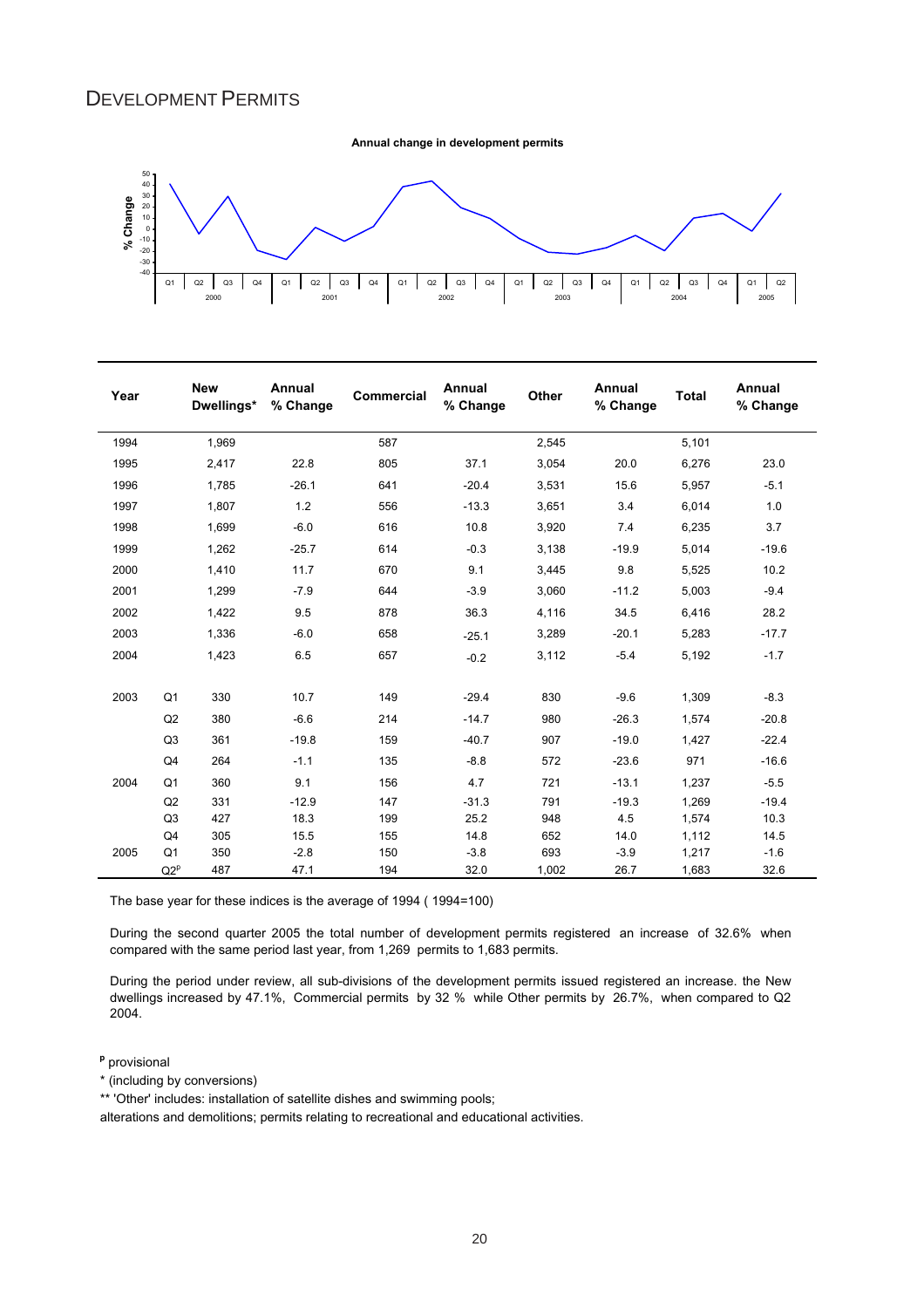# Development Permits

**Annual change in development permits**

| Year | | New Dwellings* | Annual % Change | Commercial | Annual % Change | Other | Annual % Change | Total | Annual % Change |
|---|---|---|---|---|---|---|---|---|---|
| 1994 | | 1,969 | | 587 | | 2,545 | | 5,101 | |
| 1995 | | 2,417 | 22.8 | 805 | 37.1 | 3,054 | 20.0 | 6,276 | 23.0 |
| 1996 | | 1,785 | -26.1 | 641 | -20.4 | 3,531 | 15.6 | 5,957 | -5.1 |
| 1997 | | 1,807 | 1.2 | 556 | -13.3 | 3,651 | 3.4 | 6,014 | 1.0 |
| 1998 | | 1,699 | -6.0 | 616 | 10.8 | 3,920 | 7.4 | 6,235 | 3.7 |
| 1999 | | 1,262 | -25.7 | 614 | -0.3 | 3,138 | -19.9 | 5,014 | -19.6 |
| 2000 | | 1,410 | 11.7 | 670 | 9.1 | 3,445 | 9.8 | 5,525 | 10.2 |
| 2001 | | 1,299 | -7.9 | 644 | -3.9 | 3,060 | -11.2 | 5,003 | -9.4 |
| 2002 | | 1,422 | 9.5 | 878 | 36.3 | 4,116 | 34.5 | 6,416 | 28.2 |
| 2003 | | 1,336 | -6.0 | 658 | -25.1 | 3,289 | -20.1 | 5,283 | -17.7 |
| 2004 | | 1,423 | 6.5 | 657 | -0.2 | 3,112 | -5.4 | 5,192 | -1.7 |
| 2003 | Q1 | 330 | 10.7 | 149 | -29.4 | 830 | -9.6 | 1,309 | -8.3 |
| | Q2 | 380 | -6.6 | 214 | -14.7 | 980 | -26.3 | 1,574 | -20.8 |
| | Q3 | 361 | -19.8 | 159 | -40.7 | 907 | -19.0 | 1,427 | -22.4 |
| | Q4 | 264 | -1.1 | 135 | -8.8 | 572 | -23.6 | 971 | -16.6 |
| 2004 | Q1 | 360 | 9.1 | 156 | 4.7 | 721 | -13.1 | 1,237 | -5.5 |
| | Q2 | 331 | -12.9 | 147 | -31.3 | 791 | -19.3 | 1,269 | -19.4 |
| | Q3 | 427 | 18.3 | 199 | 25.2 | 948 | 4.5 | 1,574 | 10.3 |
| | Q4 | 305 | 15.5 | 155 | 14.8 | 652 | 14.0 | 1,112 | 14.5 |
| 2005 | Q1 | 350 | -2.8 | 150 | -3.8 | 693 | -3.9 | 1,217 | -1.6 |
| | Q2[p] | 487 | 47.1 | 194 | 32.0 | 1,002 | 26.7 | 1,683 | 32.6 |

The base year for these indices is the average of 1994 ( 1994=100)

During the second quarter 2005 the total number of development permits registered an increase of 32.6% when compared with the same period last year, from 1,269 permits to 1,683 permits.

During the period under review, all sub-divisions of the development permits issued registered an increase. the New dwellings increased by 47.1%, Commercial permits by 32 % while Other permits by 26.7%, when compared to Q2 2004.

[p] provisional

* (including by conversions)

** 'Other' includes: installation of satellite dishes and swimming pools; alterations and demolitions; permits relating to recreational and educational activities.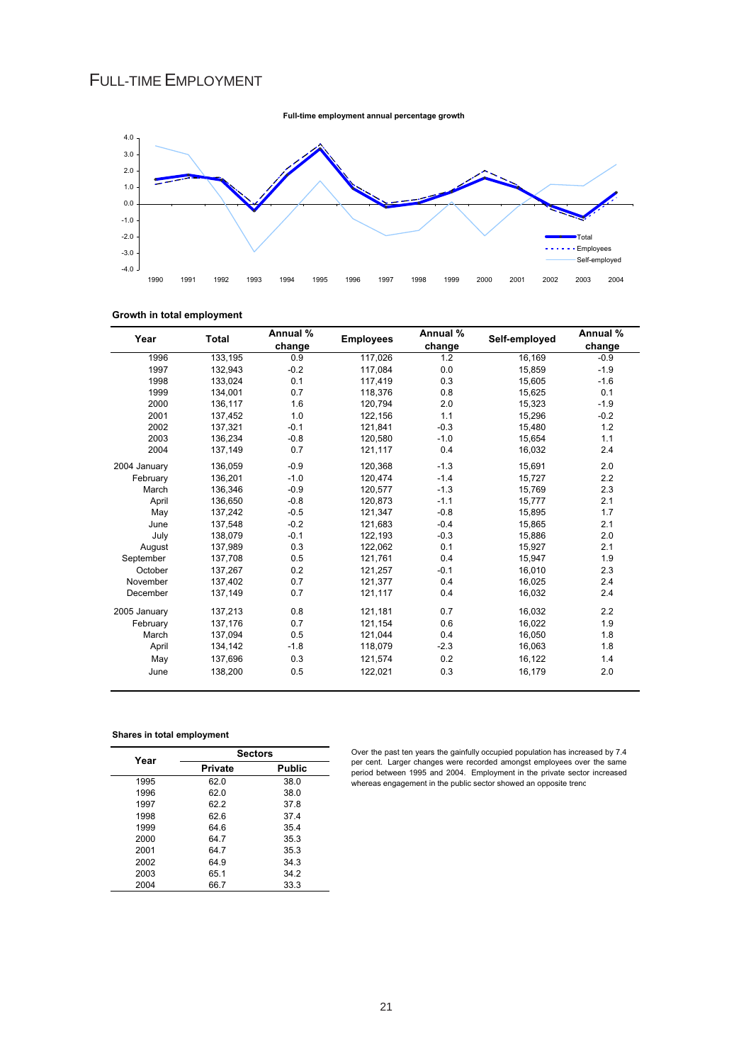# FULL-TIME EMPLOYMENT

**Full-time employment annual percentage growth**

**Growth in total employment**

| Year | Total | Annual % change | Employees | Annual % change | Self-employed | Annual % change |
|---|---|---|---|---|---|---|
| 1996 | 133,195 | 0.9 | 117,026 | 1.2 | 16,169 | -0.9 |
| 1997 | 132,943 | -0.2 | 117,084 | 0.0 | 15,859 | -1.9 |
| 1998 | 133,024 | 0.1 | 117,419 | 0.3 | 15,605 | -1.6 |
| 1999 | 134,001 | 0.7 | 118,376 | 0.8 | 15,625 | 0.1 |
| 2000 | 136,117 | 1.6 | 120,794 | 2.0 | 15,323 | -1.9 |
| 2001 | 137,452 | 1.0 | 122,156 | 1.1 | 15,296 | -0.2 |
| 2002 | 137,321 | -0.1 | 121,841 | -0.3 | 15,480 | 1.2 |
| 2003 | 136,234 | -0.8 | 120,580 | -1.0 | 15,654 | 1.1 |
| 2004 | 137,149 | 0.7 | 121,117 | 0.4 | 16,032 | 2.4 |
| 2004 January | 136,059 | -0.9 | 120,368 | -1.3 | 15,691 | 2.0 |
| February | 136,201 | -1.0 | 120,474 | -1.4 | 15,727 | 2.2 |
| March | 136,346 | -0.9 | 120,577 | -1.3 | 15,769 | 2.3 |
| April | 136,650 | -0.8 | 120,873 | -1.1 | 15,777 | 2.1 |
| May | 137,242 | -0.5 | 121,347 | -0.8 | 15,895 | 1.7 |
| June | 137,548 | -0.2 | 121,683 | -0.4 | 15,865 | 2.1 |
| July | 138,079 | -0.1 | 122,193 | -0.3 | 15,886 | 2.0 |
| August | 137,989 | 0.3 | 122,062 | 0.1 | 15,927 | 2.1 |
| September | 137,708 | 0.5 | 121,761 | 0.4 | 15,947 | 1.9 |
| October | 137,267 | 0.2 | 121,257 | -0.1 | 16,010 | 2.3 |
| November | 137,402 | 0.7 | 121,377 | 0.4 | 16,025 | 2.4 |
| December | 137,149 | 0.7 | 121,117 | 0.4 | 16,032 | 2.4 |
| 2005 January | 137,213 | 0.8 | 121,181 | 0.7 | 16,032 | 2.2 |
| February | 137,176 | 0.7 | 121,154 | 0.6 | 16,022 | 1.9 |
| March | 137,094 | 0.5 | 121,044 | 0.4 | 16,050 | 1.8 |
| April | 134,142 | -1.8 | 118,079 | -2.3 | 16,063 | 1.8 |
| May | 137,696 | 0.3 | 121,574 | 0.2 | 16,122 | 1.4 |
| June | 138,200 | 0.5 | 122,021 | 0.3 | 16,179 | 2.0 |

**Shares in total employment**

| Year | Sectors | |
|---|---|---|
| | Private | Public |
| 1995 | 62.0 | 38.0 |
| 1996 | 62.0 | 38.0 |
| 1997 | 62.2 | 37.8 |
| 1998 | 62.6 | 37.4 |
| 1999 | 64.6 | 35.4 |
| 2000 | 64.7 | 35.3 |
| 2001 | 64.7 | 35.3 |
| 2002 | 64.9 | 34.3 |
| 2003 | 65.1 | 34.2 |
| 2004 | 66.7 | 33.3 |

Over the past ten years the gainfully occupied population has increased by 7.4 per cent. Larger changes were recorded amongst employees over the same period between 1995 and 2004. Employment in the private sector increased whereas engagement in the public sector showed an opposite trenc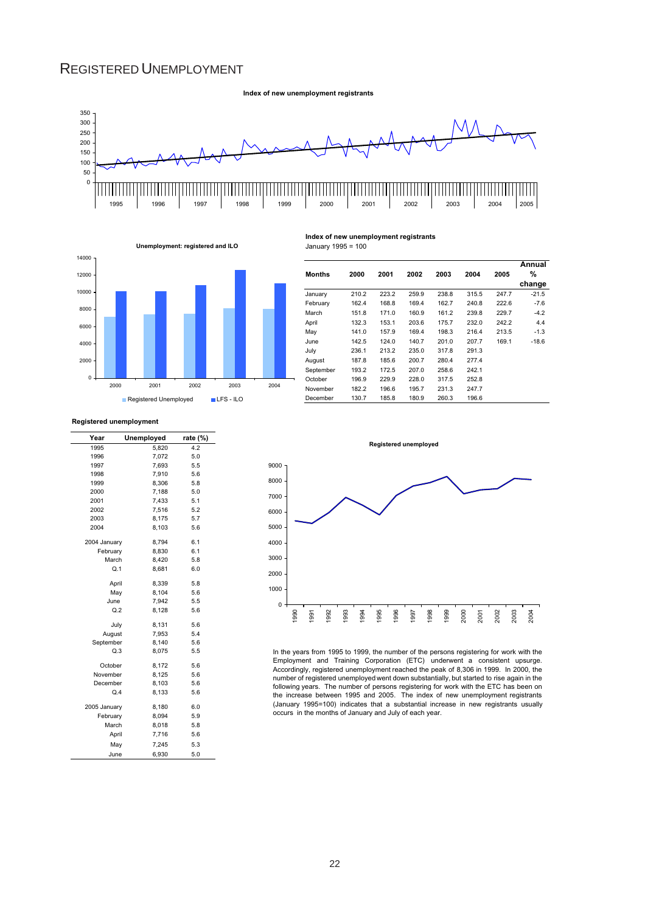# REGISTERED UNEMPLOYMENT

**Index of new unemployment registrants**

**Unemployment: registered and ILO**

**Index of new unemployment registrants**
January 1995 = 100

| Months | 2000 | 2001 | 2002 | 2003 | 2004 | 2005 | Annual % change |
|---|---|---|---|---|---|---|---|
| January | 210.2 | 223.2 | 259.9 | 238.8 | 315.5 | 247.7 | -21.5 |
| February | 162.4 | 168.8 | 169.4 | 162.7 | 240.8 | 222.6 | -7.6 |
| March | 151.8 | 171.0 | 160.9 | 161.2 | 239.8 | 229.7 | -4.2 |
| April | 132.3 | 153.1 | 203.6 | 175.7 | 232.0 | 242.2 | 4.4 |
| May | 141.0 | 157.9 | 169.4 | 198.3 | 216.4 | 213.5 | -1.3 |
| June | 142.5 | 124.0 | 140.7 | 201.0 | 207.7 | 169.1 | -18.6 |
| July | 236.1 | 213.2 | 235.0 | 317.8 | 291.3 | | |
| August | 187.8 | 185.6 | 200.7 | 280.4 | 277.4 | | |
| September | 193.2 | 172.5 | 207.0 | 258.6 | 242.1 | | |
| October | 196.9 | 229.9 | 228.0 | 317.5 | 252.8 | | |
| November | 182.2 | 196.6 | 195.7 | 231.3 | 247.7 | | |
| December | 130.7 | 185.8 | 180.9 | 260.3 | 196.6 | | |

**Registered unemployment**

| Year | Unemployed | rate (%) |
|---|---|---|
| 1995 | 5,820 | 4.2 |
| 1996 | 7,072 | 5.0 |
| 1997 | 7,693 | 5.5 |
| 1998 | 7,910 | 5.6 |
| 1999 | 8,306 | 5.8 |
| 2000 | 7,188 | 5.0 |
| 2001 | 7,433 | 5.1 |
| 2002 | 7,516 | 5.2 |
| 2003 | 8,175 | 5.7 |
| 2004 | 8,103 | 5.6 |
| 2004 January | 8,794 | 6.1 |
| February | 8,830 | 6.1 |
| March | 8,420 | 5.8 |
| Q.1 | 8,681 | 6.0 |
| April | 8,339 | 5.8 |
| May | 8,104 | 5.6 |
| June | 7,942 | 5.5 |
| Q.2 | 8,128 | 5.6 |
| July | 8,131 | 5.6 |
| August | 7,953 | 5.4 |
| September | 8,140 | 5.6 |
| Q.3 | 8,075 | 5.5 |
| October | 8,172 | 5.6 |
| November | 8,125 | 5.6 |
| December | 8,103 | 5.6 |
| Q.4 | 8,133 | 5.6 |
| 2005 January | 8,180 | 6.0 |
| February | 8,094 | 5.9 |
| March | 8,018 | 5.8 |
| April | 7,716 | 5.6 |
| May | 7,245 | 5.3 |
| June | 6,930 | 5.0 |

**Registered unemployed**

In the years from 1995 to 1999, the number of the persons registering for work with the Employment and Training Corporation (ETC) underwent a consistent upsurge. Accordingly, registered unemployment reached the peak of 8,306 in 1999. In 2000, the number of registered unemployed went down substantially, but started to rise again in the following years. The number of persons registering for work with the ETC has been on the increase between 1995 and 2005. The index of new unemployment registrants (January 1995=100) indicates that a substantial increase in new registrants usually occurs in the months of January and July of each year.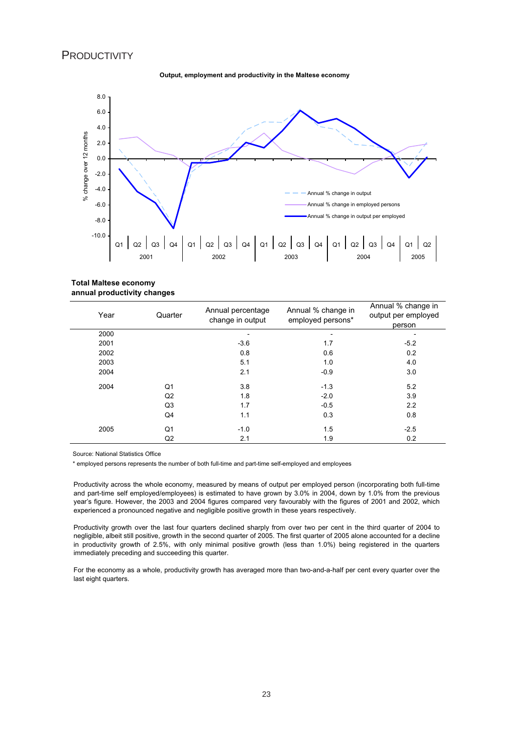# PRODUCTIVITY

**Output, employment and productivity in the Maltese economy**

**Total Maltese economy**
**annual productivity changes**

| Year | Quarter | Annual percentage change in output | Annual % change in employed persons* | Annual % change in output per employed person |
|---|---|---|---|---|
| 2000 | | - | - | - |
| 2001 | | -3.6 | 1.7 | -5.2 |
| 2002 | | 0.8 | 0.6 | 0.2 |
| 2003 | | 5.1 | 1.0 | 4.0 |
| 2004 | | 2.1 | -0.9 | 3.0 |
| 2004 | Q1 | 3.8 | -1.3 | 5.2 |
| | Q2 | 1.8 | -2.0 | 3.9 |
| | Q3 | 1.7 | -0.5 | 2.2 |
| | Q4 | 1.1 | 0.3 | 0.8 |
| 2005 | Q1 | -1.0 | 1.5 | -2.5 |
| | Q2 | 2.1 | 1.9 | 0.2 |

Source: National Statistics Office

\* employed persons represents the number of both full-time and part-time self-employed and employees

Productivity across the whole economy, measured by means of output per employed person (incorporating both full-time and part-time self employed/employees) is estimated to have grown by 3.0% in 2004, down by 1.0% from the previous year's figure. However, the 2003 and 2004 figures compared very favourably with the figures of 2001 and 2002, which experienced a pronounced negative and negligible positive growth in these years respectively.

Productivity growth over the last four quarters declined sharply from over two per cent in the third quarter of 2004 to negligible, albeit still positive, growth in the second quarter of 2005. The first quarter of 2005 alone accounted for a decline in productivity growth of 2.5%, with only minimal positive growth (less than 1.0%) being registered in the quarters immediately preceding and succeeding this quarter.

For the economy as a whole, productivity growth has averaged more than two-and-a-half per cent every quarter over the last eight quarters.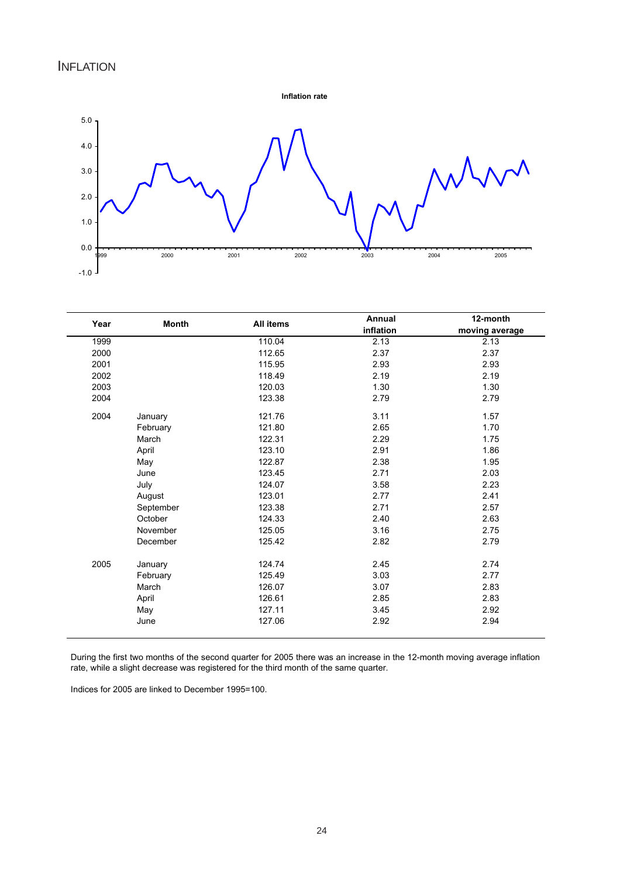## INFLATION

**Inflation rate**

| Year | Month | All items | Annual inflation | 12-month moving average |
|---|---|---|---|---|
| 1999 | | 110.04 | 2.13 | 2.13 |
| 2000 | | 112.65 | 2.37 | 2.37 |
| 2001 | | 115.95 | 2.93 | 2.93 |
| 2002 | | 118.49 | 2.19 | 2.19 |
| 2003 | | 120.03 | 1.30 | 1.30 |
| 2004 | | 123.38 | 2.79 | 2.79 |
| 2004 | January | 121.76 | 3.11 | 1.57 |
| | February | 121.80 | 2.65 | 1.70 |
| | March | 122.31 | 2.29 | 1.75 |
| | April | 123.10 | 2.91 | 1.86 |
| | May | 122.87 | 2.38 | 1.95 |
| | June | 123.45 | 2.71 | 2.03 |
| | July | 124.07 | 3.58 | 2.23 |
| | August | 123.01 | 2.77 | 2.41 |
| | September | 123.38 | 2.71 | 2.57 |
| | October | 124.33 | 2.40 | 2.63 |
| | November | 125.05 | 3.16 | 2.75 |
| | December | 125.42 | 2.82 | 2.79 |
| 2005 | January | 124.74 | 2.45 | 2.74 |
| | February | 125.49 | 3.03 | 2.77 |
| | March | 126.07 | 3.07 | 2.83 |
| | April | 126.61 | 2.85 | 2.83 |
| | May | 127.11 | 3.45 | 2.92 |
| | June | 127.06 | 2.92 | 2.94 |

During the first two months of the second quarter for 2005 there was an increase in the 12-month moving average inflation rate, while a slight decrease was registered for the third month of the same quarter.

Indices for 2005 are linked to December 1995=100.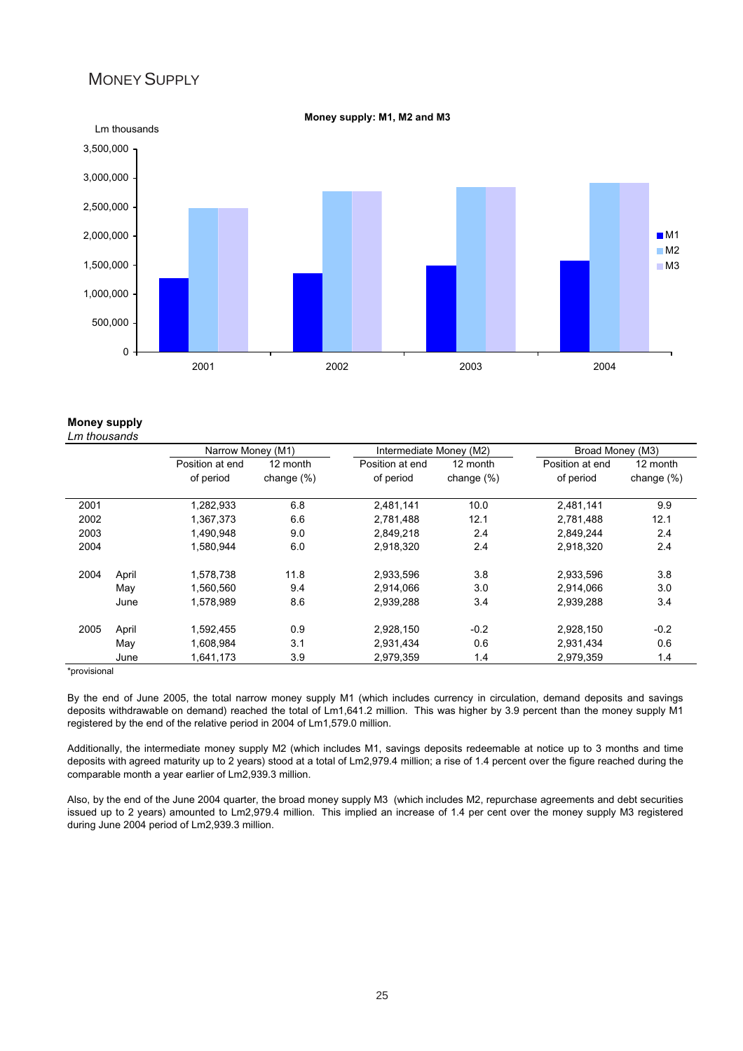# MONEY SUPPLY

**Money supply: M1, M2 and M3**

Lm thousands

| | M1 | M2 | M3 |
|---|---|---|---|
| 2001 | | | |
| 2002 | | | |
| 2003 | | | |
| 2004 | | | |

**Money supply**
*Lm thousands*

| | | Narrow Money (M1) | | Intermediate Money (M2) | | Broad Money (M3) | |
|---|---|---|---|---|---|---|---|
| | | Position at end of period | 12 month change (%) | Position at end of period | 12 month change (%) | Position at end of period | 12 month change (%) |
| 2001 | | 1,282,933 | 6.8 | 2,481,141 | 10.0 | 2,481,141 | 9.9 |
| 2002 | | 1,367,373 | 6.6 | 2,781,488 | 12.1 | 2,781,488 | 12.1 |
| 2003 | | 1,490,948 | 9.0 | 2,849,218 | 2.4 | 2,849,244 | 2.4 |
| 2004 | | 1,580,944 | 6.0 | 2,918,320 | 2.4 | 2,918,320 | 2.4 |
| 2004 | April | 1,578,738 | 11.8 | 2,933,596 | 3.8 | 2,933,596 | 3.8 |
| | May | 1,560,560 | 9.4 | 2,914,066 | 3.0 | 2,914,066 | 3.0 |
| | June | 1,578,989 | 8.6 | 2,939,288 | 3.4 | 2,939,288 | 3.4 |
| 2005 | April | 1,592,455 | 0.9 | 2,928,150 | -0.2 | 2,928,150 | -0.2 |
| | May | 1,608,984 | 3.1 | 2,931,434 | 0.6 | 2,931,434 | 0.6 |
| | June | 1,641,173 | 3.9 | 2,979,359 | 1.4 | 2,979,359 | 1.4 |

*provisional

By the end of June 2005, the total narrow money supply M1 (which includes currency in circulation, demand deposits and savings deposits withdrawable on demand) reached the total of Lm1,641.2 million. This was higher by 3.9 percent than the money supply M1 registered by the end of the relative period in 2004 of Lm1,579.0 million.

Additionally, the intermediate money supply M2 (which includes M1, savings deposits redeemable at notice up to 3 months and time deposits with agreed maturity up to 2 years) stood at a total of Lm2,979.4 million; a rise of 1.4 percent over the figure reached during the comparable month a year earlier of Lm2,939.3 million.

Also, by the end of the June 2004 quarter, the broad money supply M3 (which includes M2, repurchase agreements and debt securities issued up to 2 years) amounted to Lm2,979.4 million. This implied an increase of 1.4 per cent over the money supply M3 registered during June 2004 period of Lm2,939.3 million.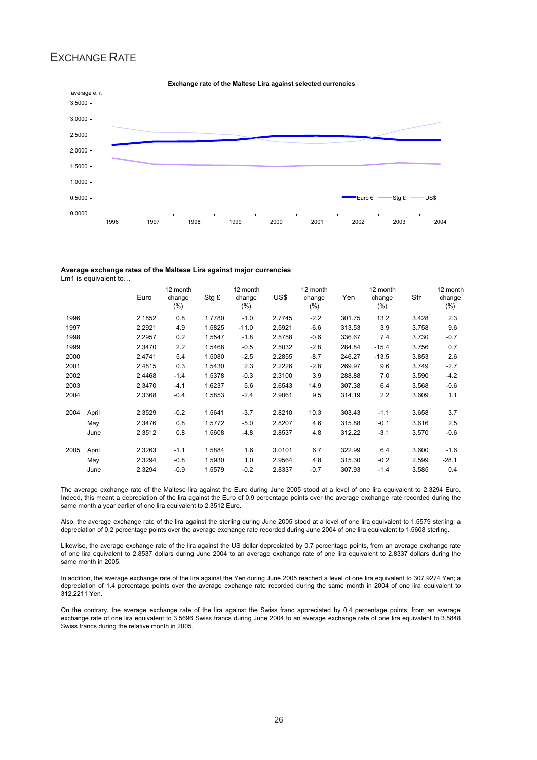# EXCHANGE RATE

**Exchange rate of the Maltese Lira against selected currencies**

**Average exchange rates of the Maltese Lira against major currencies**

Lm1 is equivalent to…

| | | Euro | 12 month change (%) | Stg £ | 12 month change (%) | US$ | 12 month change (%) | Yen | 12 month change (%) | Sfr | 12 month change (%) |
|---|---|---|---|---|---|---|---|---|---|---|---|
| 1996 | | 2.1852 | 0.8 | 1.7780 | -1.0 | 2.7745 | -2.2 | 301.75 | 13.2 | 3.428 | 2.3 |
| 1997 | | 2.2921 | 4.9 | 1.5825 | -11.0 | 2.5921 | -6.6 | 313.53 | 3.9 | 3.758 | 9.6 |
| 1998 | | 2.2957 | 0.2 | 1.5547 | -1.8 | 2.5758 | -0.6 | 336.67 | 7.4 | 3.730 | -0.7 |
| 1999 | | 2.3470 | 2.2 | 1.5468 | -0.5 | 2.5032 | -2.8 | 284.84 | -15.4 | 3.756 | 0.7 |
| 2000 | | 2.4741 | 5.4 | 1.5080 | -2.5 | 2.2855 | -8.7 | 246.27 | -13.5 | 3.853 | 2.6 |
| 2001 | | 2.4815 | 0.3 | 1.5430 | 2.3 | 2.2226 | -2.8 | 269.97 | 9.6 | 3.749 | -2.7 |
| 2002 | | 2.4468 | -1.4 | 1.5378 | -0.3 | 2.3100 | 3.9 | 288.88 | 7.0 | 3.590 | -4.2 |
| 2003 | | 2.3470 | -4.1 | 1.6237 | 5.6 | 2.6543 | 14.9 | 307.38 | 6.4 | 3.568 | -0.6 |
| 2004 | | 2.3368 | -0.4 | 1.5853 | -2.4 | 2.9061 | 9.5 | 314.19 | 2.2 | 3.609 | 1.1 |
| 2004 | April | 2.3529 | -0.2 | 1.5641 | -3.7 | 2.8210 | 10.3 | 303.43 | -1.1 | 3.658 | 3.7 |
| | May | 2.3476 | 0.8 | 1.5772 | -5.0 | 2.8207 | 4.6 | 315.88 | -0.1 | 3.616 | 2.5 |
| | June | 2.3512 | 0.8 | 1.5608 | -4.8 | 2.8537 | 4.8 | 312.22 | -3.1 | 3.570 | -0.6 |
| 2005 | April | 2.3263 | -1.1 | 1.5884 | 1.6 | 3.0101 | 6.7 | 322.99 | 6.4 | 3.600 | -1.6 |
| | May | 2.3294 | -0.8 | 1.5930 | 1.0 | 2.9564 | 4.8 | 315.30 | -0.2 | 2.599 | -28.1 |
| | June | 2.3294 | -0.9 | 1.5579 | -0.2 | 2.8337 | -0.7 | 307.93 | -1.4 | 3.585 | 0.4 |

The average exchange rate of the Maltese lira against the Euro during June 2005 stood at a level of one lira equivalent to 2.3294 Euro. Indeed, this meant a depreciation of the lira against the Euro of 0.9 percentage points over the average exchange rate recorded during the same month a year earlier of one lira equivalent to 2.3512 Euro.

Also, the average exchange rate of the lira against the sterling during June 2005 stood at a level of one lira equivalent to 1.5579 sterling; a depreciation of 0.2 percentage points over the average exchange rate recorded during June 2004 of one lira equivalent to 1.5608 sterling.

Likewise, the average exchange rate of the lira against the US dollar depreciated by 0.7 percentage points, from an average exchange rate of one lira equivalent to 2.8537 dollars during June 2004 to an average exchange rate of one lira equivalent to 2.8337 dollars during the same month in 2005.

In addition, the average exchange rate of the lira against the Yen during June 2005 reached a level of one lira equivalent to 307.9274 Yen; a depreciation of 1.4 percentage points over the average exchange rate recorded during the same month in 2004 of one lira equivalent to 312.2211 Yen.

On the contrary, the average exchange rate of the lira against the Swiss franc appreciated by 0.4 percentage points, from an average exchange rate of one lira equivalent to 3.5696 Swiss francs during June 2004 to an average exchange rate of one lira equivalent to 3.5848 Swiss francs during the relative month in 2005.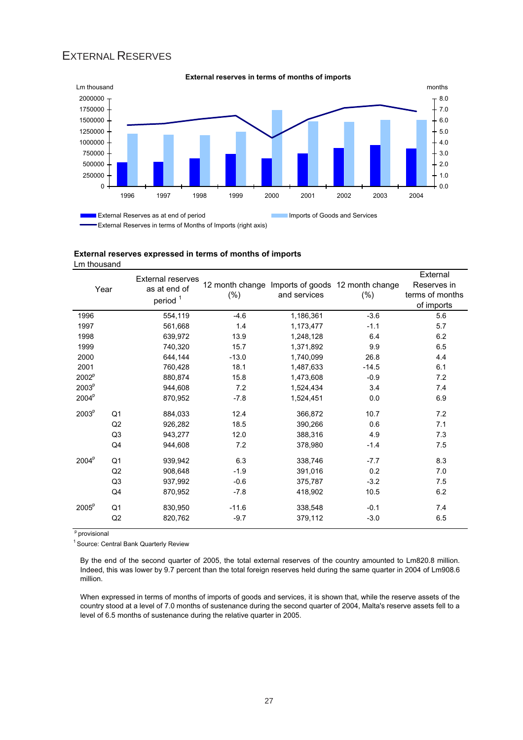## EXTERNAL RESERVES

**External reserves in terms of months of imports**

Lm thousand | months

| Year | 1996 | 1997 | 1998 | 1999 | 2000 | 2001 | 2002 | 2003 | 2004 |
|---|---|---|---|---|---|---|---|---|---|

External Reserves as at end of period; Imports of Goods and Services; External Reserves in terms of Months of Imports (right axis)

**External reserves expressed in terms of months of imports**
Lm thousand

| Year | | External reserves as at end of period [1] | 12 month change (%) | Imports of goods and services | 12 month change (%) | External Reserves in terms of months of imports |
|---|---|---|---|---|---|---|
| 1996 | | 554,119 | -4.6 | 1,186,361 | -3.6 | 5.6 |
| 1997 | | 561,668 | 1.4 | 1,173,477 | -1.1 | 5.7 |
| 1998 | | 639,972 | 13.9 | 1,248,128 | 6.4 | 6.2 |
| 1999 | | 740,320 | 15.7 | 1,371,892 | 9.9 | 6.5 |
| 2000 | | 644,144 | -13.0 | 1,740,099 | 26.8 | 4.4 |
| 2001 | | 760,428 | 18.1 | 1,487,633 | -14.5 | 6.1 |
| 2002[p] | | 880,874 | 15.8 | 1,473,608 | -0.9 | 7.2 |
| 2003[p] | | 944,608 | 7.2 | 1,524,434 | 3.4 | 7.4 |
| 2004[p] | | 870,952 | -7.8 | 1,524,451 | 0.0 | 6.9 |
| 2003[p] | Q1 | 884,033 | 12.4 | 366,872 | 10.7 | 7.2 |
| | Q2 | 926,282 | 18.5 | 390,266 | 0.6 | 7.1 |
| | Q3 | 943,277 | 12.0 | 388,316 | 4.9 | 7.3 |
| | Q4 | 944,608 | 7.2 | 378,980 | -1.4 | 7.5 |
| 2004[p] | Q1 | 939,942 | 6.3 | 338,746 | -7.7 | 8.3 |
| | Q2 | 908,648 | -1.9 | 391,016 | 0.2 | 7.0 |
| | Q3 | 937,992 | -0.6 | 375,787 | -3.2 | 7.5 |
| | Q4 | 870,952 | -7.8 | 418,902 | 10.5 | 6.2 |
| 2005[p] | Q1 | 830,950 | -11.6 | 338,548 | -0.1 | 7.4 |
| | Q2 | 820,762 | -9.7 | 379,112 | -3.0 | 6.5 |

[p] provisional

[1] Source: Central Bank Quarterly Review

By the end of the second quarter of 2005, the total external reserves of the country amounted to Lm820.8 million. Indeed, this was lower by 9.7 percent than the total foreign reserves held during the same quarter in 2004 of Lm908.6 million.

When expressed in terms of months of imports of goods and services, it is shown that, while the reserve assets of the country stood at a level of 7.0 months of sustenance during the second quarter of 2004, Malta's reserve assets fell to a level of 6.5 months of sustenance during the relative quarter in 2005.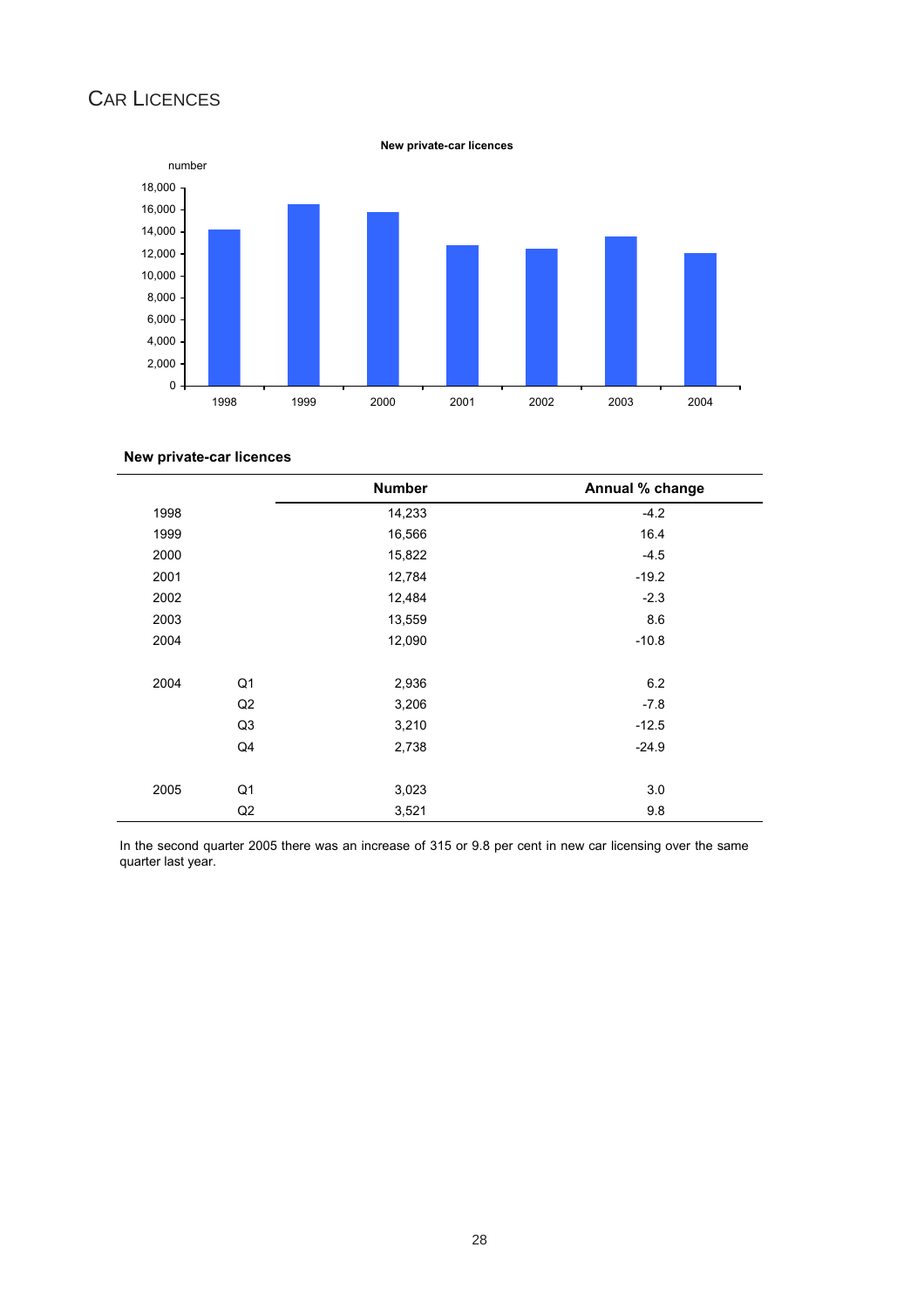# CAR LICENCES

**New private-car licences**

number

18,000
16,000
14,000
12,000
10,000
8,000
6,000
4,000
2,000
0

1998 1999 2000 2001 2002 2003 2004

**New private-car licences**

| | | Number | Annual % change |
|---|---|---|---|
| 1998 | | 14,233 | -4.2 |
| 1999 | | 16,566 | 16.4 |
| 2000 | | 15,822 | -4.5 |
| 2001 | | 12,784 | -19.2 |
| 2002 | | 12,484 | -2.3 |
| 2003 | | 13,559 | 8.6 |
| 2004 | | 12,090 | -10.8 |
| | | | |
| 2004 | Q1 | 2,936 | 6.2 |
| | Q2 | 3,206 | -7.8 |
| | Q3 | 3,210 | -12.5 |
| | Q4 | 2,738 | -24.9 |
| | | | |
| 2005 | Q1 | 3,023 | 3.0 |
| | Q2 | 3,521 | 9.8 |

In the second quarter 2005 there was an increase of 315 or 9.8 per cent in new car licensing over the same quarter last year.